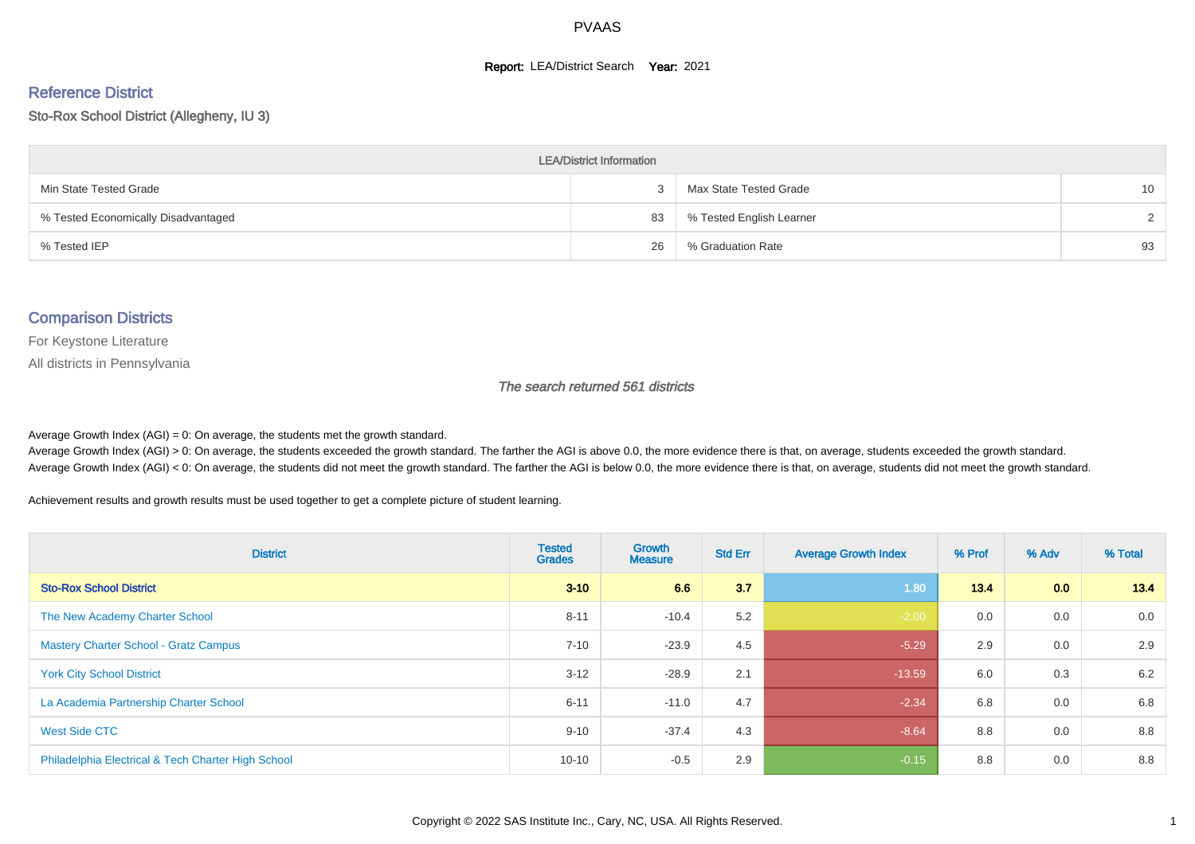# PVAAS

**Report:** LEA/District Search **Year:** 2021

## Reference District

### Sto-Rox School District (Allegheny, IU 3)

| LEA/District Information | | | |
|---|---|---|---|
| Min State Tested Grade | 3 | Max State Tested Grade | 10 |
| % Tested Economically Disadvantaged | 83 | % Tested English Learner | 2 |
| % Tested IEP | 26 | % Graduation Rate | 93 |

## Comparison Districts

For Keystone Literature

All districts in Pennsylvania

*The search returned 561 districts*

Average Growth Index (AGI) = 0: On average, the students met the growth standard.
Average Growth Index (AGI) > 0: On average, the students exceeded the growth standard. The farther the AGI is above 0.0, the more evidence there is that, on average, students exceeded the growth standard.
Average Growth Index (AGI) < 0: On average, the students did not meet the growth standard. The farther the AGI is below 0.0, the more evidence there is that, on average, students did not meet the growth standard.

Achievement results and growth results must be used together to get a complete picture of student learning.

| District | Tested Grades | Growth Measure | Std Err | Average Growth Index | % Prof | % Adv | % Total |
|---|---|---|---|---|---|---|---|
| **Sto-Rox School District** | **3-10** | **6.6** | **3.7** | 1.80 | **13.4** | **0.0** | **13.4** |
| The New Academy Charter School | 8-11 | -10.4 | 5.2 | -2.00 | 0.0 | 0.0 | 0.0 |
| Mastery Charter School - Gratz Campus | 7-10 | -23.9 | 4.5 | -5.29 | 2.9 | 0.0 | 2.9 |
| York City School District | 3-12 | -28.9 | 2.1 | -13.59 | 6.0 | 0.3 | 6.2 |
| La Academia Partnership Charter School | 6-11 | -11.0 | 4.7 | -2.34 | 6.8 | 0.0 | 6.8 |
| West Side CTC | 9-10 | -37.4 | 4.3 | -8.64 | 8.8 | 0.0 | 8.8 |
| Philadelphia Electrical & Tech Charter High School | 10-10 | -0.5 | 2.9 | -0.15 | 8.8 | 0.0 | 8.8 |

Copyright © 2022 SAS Institute Inc., Cary, NC, USA. All Rights Reserved.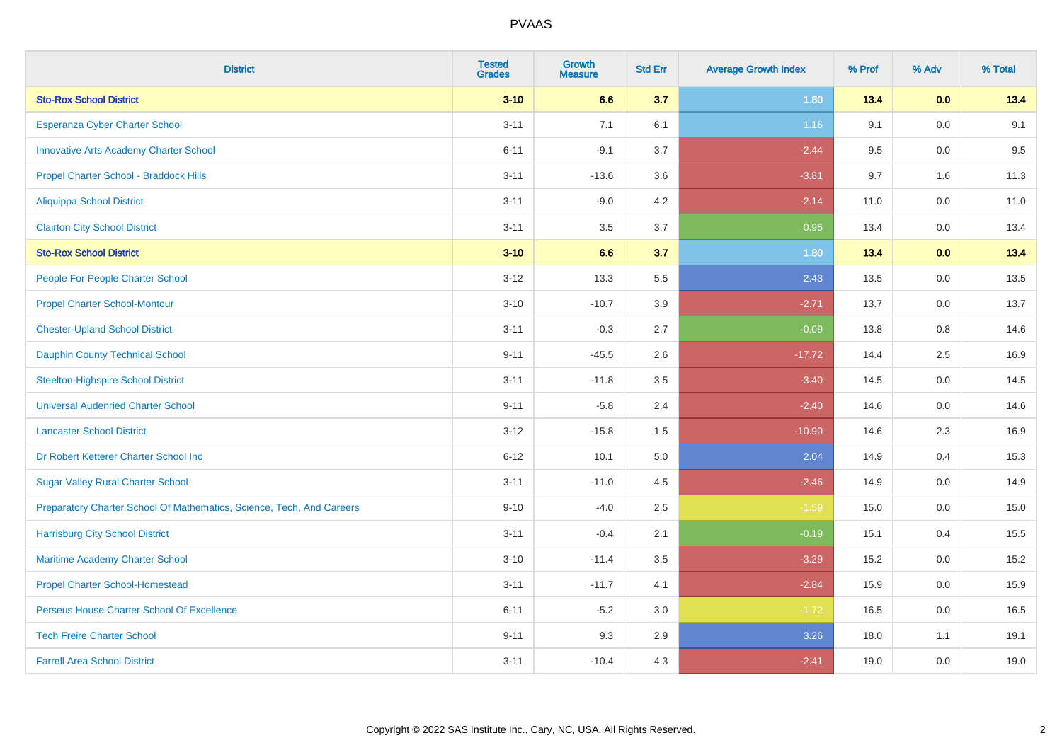# PVAAS

| District | Tested Grades | Growth Measure | Std Err | Average Growth Index | % Prof | % Adv | % Total |
|---|---|---|---|---|---|---|---|
| **Sto-Rox School District** | **3-10** | **6.6** | **3.7** | **1.80** | **13.4** | **0.0** | **13.4** |
| Esperanza Cyber Charter School | 3-11 | 7.1 | 6.1 | 1.16 | 9.1 | 0.0 | 9.1 |
| Innovative Arts Academy Charter School | 6-11 | -9.1 | 3.7 | -2.44 | 9.5 | 0.0 | 9.5 |
| Propel Charter School - Braddock Hills | 3-11 | -13.6 | 3.6 | -3.81 | 9.7 | 1.6 | 11.3 |
| Aliquippa School District | 3-11 | -9.0 | 4.2 | -2.14 | 11.0 | 0.0 | 11.0 |
| Clairton City School District | 3-11 | 3.5 | 3.7 | 0.95 | 13.4 | 0.0 | 13.4 |
| **Sto-Rox School District** | **3-10** | **6.6** | **3.7** | **1.80** | **13.4** | **0.0** | **13.4** |
| People For People Charter School | 3-12 | 13.3 | 5.5 | 2.43 | 13.5 | 0.0 | 13.5 |
| Propel Charter School-Montour | 3-10 | -10.7 | 3.9 | -2.71 | 13.7 | 0.0 | 13.7 |
| Chester-Upland School District | 3-11 | -0.3 | 2.7 | -0.09 | 13.8 | 0.8 | 14.6 |
| Dauphin County Technical School | 9-11 | -45.5 | 2.6 | -17.72 | 14.4 | 2.5 | 16.9 |
| Steelton-Highspire School District | 3-11 | -11.8 | 3.5 | -3.40 | 14.5 | 0.0 | 14.5 |
| Universal Audenried Charter School | 9-11 | -5.8 | 2.4 | -2.40 | 14.6 | 0.0 | 14.6 |
| Lancaster School District | 3-12 | -15.8 | 1.5 | -10.90 | 14.6 | 2.3 | 16.9 |
| Dr Robert Ketterer Charter School Inc | 6-12 | 10.1 | 5.0 | 2.04 | 14.9 | 0.4 | 15.3 |
| Sugar Valley Rural Charter School | 3-11 | -11.0 | 4.5 | -2.46 | 14.9 | 0.0 | 14.9 |
| Preparatory Charter School Of Mathematics, Science, Tech, And Careers | 9-10 | -4.0 | 2.5 | -1.59 | 15.0 | 0.0 | 15.0 |
| Harrisburg City School District | 3-11 | -0.4 | 2.1 | -0.19 | 15.1 | 0.4 | 15.5 |
| Maritime Academy Charter School | 3-10 | -11.4 | 3.5 | -3.29 | 15.2 | 0.0 | 15.2 |
| Propel Charter School-Homestead | 3-11 | -11.7 | 4.1 | -2.84 | 15.9 | 0.0 | 15.9 |
| Perseus House Charter School Of Excellence | 6-11 | -5.2 | 3.0 | -1.72 | 16.5 | 0.0 | 16.5 |
| Tech Freire Charter School | 9-11 | 9.3 | 2.9 | 3.26 | 18.0 | 1.1 | 19.1 |
| Farrell Area School District | 3-11 | -10.4 | 4.3 | -2.41 | 19.0 | 0.0 | 19.0 |

Copyright © 2022 SAS Institute Inc., Cary, NC, USA. All Rights Reserved.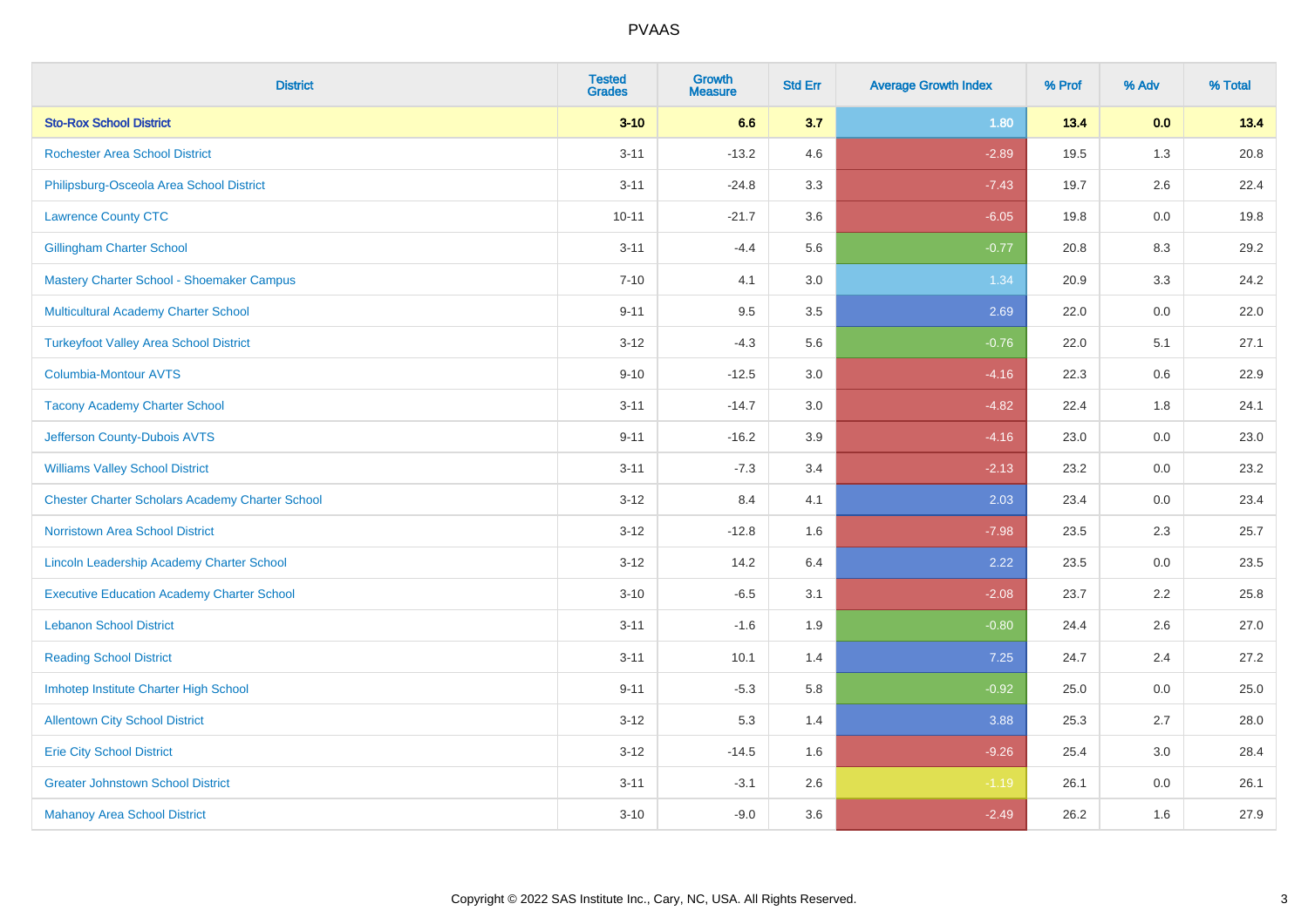| District | Tested Grades | Growth Measure | Std Err | Average Growth Index | % Prof | % Adv | % Total |
|---|---|---|---|---|---|---|---|
| **Sto-Rox School District** | **3-10** | **6.6** | **3.7** | **1.80** | **13.4** | **0.0** | **13.4** |
| Rochester Area School District | 3-11 | -13.2 | 4.6 | -2.89 | 19.5 | 1.3 | 20.8 |
| Philipsburg-Osceola Area School District | 3-11 | -24.8 | 3.3 | -7.43 | 19.7 | 2.6 | 22.4 |
| Lawrence County CTC | 10-11 | -21.7 | 3.6 | -6.05 | 19.8 | 0.0 | 19.8 |
| Gillingham Charter School | 3-11 | -4.4 | 5.6 | -0.77 | 20.8 | 8.3 | 29.2 |
| Mastery Charter School - Shoemaker Campus | 7-10 | 4.1 | 3.0 | 1.34 | 20.9 | 3.3 | 24.2 |
| Multicultural Academy Charter School | 9-11 | 9.5 | 3.5 | 2.69 | 22.0 | 0.0 | 22.0 |
| Turkeyfoot Valley Area School District | 3-12 | -4.3 | 5.6 | -0.76 | 22.0 | 5.1 | 27.1 |
| Columbia-Montour AVTS | 9-10 | -12.5 | 3.0 | -4.16 | 22.3 | 0.6 | 22.9 |
| Tacony Academy Charter School | 3-11 | -14.7 | 3.0 | -4.82 | 22.4 | 1.8 | 24.1 |
| Jefferson County-Dubois AVTS | 9-11 | -16.2 | 3.9 | -4.16 | 23.0 | 0.0 | 23.0 |
| Williams Valley School District | 3-11 | -7.3 | 3.4 | -2.13 | 23.2 | 0.0 | 23.2 |
| Chester Charter Scholars Academy Charter School | 3-12 | 8.4 | 4.1 | 2.03 | 23.4 | 0.0 | 23.4 |
| Norristown Area School District | 3-12 | -12.8 | 1.6 | -7.98 | 23.5 | 2.3 | 25.7 |
| Lincoln Leadership Academy Charter School | 3-12 | 14.2 | 6.4 | 2.22 | 23.5 | 0.0 | 23.5 |
| Executive Education Academy Charter School | 3-10 | -6.5 | 3.1 | -2.08 | 23.7 | 2.2 | 25.8 |
| Lebanon School District | 3-11 | -1.6 | 1.9 | -0.80 | 24.4 | 2.6 | 27.0 |
| Reading School District | 3-11 | 10.1 | 1.4 | 7.25 | 24.7 | 2.4 | 27.2 |
| Imhotep Institute Charter High School | 9-11 | -5.3 | 5.8 | -0.92 | 25.0 | 0.0 | 25.0 |
| Allentown City School District | 3-12 | 5.3 | 1.4 | 3.88 | 25.3 | 2.7 | 28.0 |
| Erie City School District | 3-12 | -14.5 | 1.6 | -9.26 | 25.4 | 3.0 | 28.4 |
| Greater Johnstown School District | 3-11 | -3.1 | 2.6 | -1.19 | 26.1 | 0.0 | 26.1 |
| Mahanoy Area School District | 3-10 | -9.0 | 3.6 | -2.49 | 26.2 | 1.6 | 27.9 |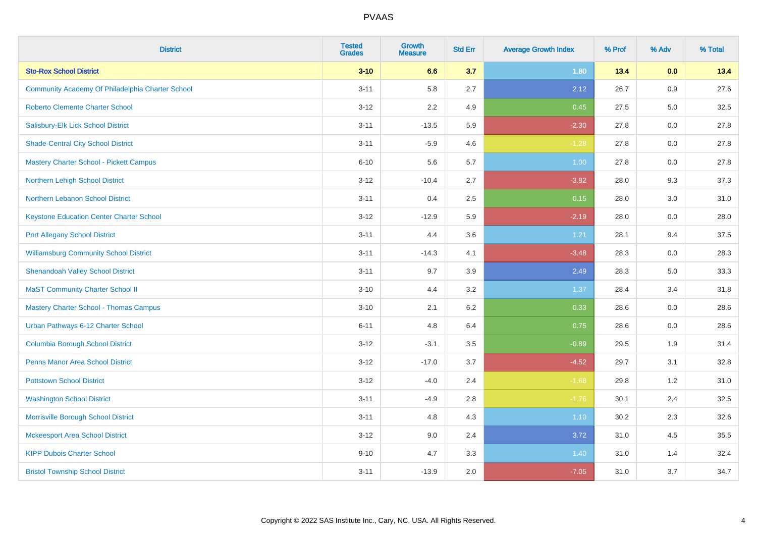# PVAAS

| District | Tested Grades | Growth Measure | Std Err | Average Growth Index | % Prof | % Adv | % Total |
|---|---|---|---|---|---|---|---|
| **Sto-Rox School District** | **3-10** | **6.6** | **3.7** | **1.80** | **13.4** | **0.0** | **13.4** |
| Community Academy Of Philadelphia Charter School | 3-11 | 5.8 | 2.7 | 2.12 | 26.7 | 0.9 | 27.6 |
| Roberto Clemente Charter School | 3-12 | 2.2 | 4.9 | 0.45 | 27.5 | 5.0 | 32.5 |
| Salisbury-Elk Lick School District | 3-11 | -13.5 | 5.9 | -2.30 | 27.8 | 0.0 | 27.8 |
| Shade-Central City School District | 3-11 | -5.9 | 4.6 | -1.28 | 27.8 | 0.0 | 27.8 |
| Mastery Charter School - Pickett Campus | 6-10 | 5.6 | 5.7 | 1.00 | 27.8 | 0.0 | 27.8 |
| Northern Lehigh School District | 3-12 | -10.4 | 2.7 | -3.82 | 28.0 | 9.3 | 37.3 |
| Northern Lebanon School District | 3-11 | 0.4 | 2.5 | 0.15 | 28.0 | 3.0 | 31.0 |
| Keystone Education Center Charter School | 3-12 | -12.9 | 5.9 | -2.19 | 28.0 | 0.0 | 28.0 |
| Port Allegany School District | 3-11 | 4.4 | 3.6 | 1.21 | 28.1 | 9.4 | 37.5 |
| Williamsburg Community School District | 3-11 | -14.3 | 4.1 | -3.48 | 28.3 | 0.0 | 28.3 |
| Shenandoah Valley School District | 3-11 | 9.7 | 3.9 | 2.49 | 28.3 | 5.0 | 33.3 |
| MaST Community Charter School II | 3-10 | 4.4 | 3.2 | 1.37 | 28.4 | 3.4 | 31.8 |
| Mastery Charter School - Thomas Campus | 3-10 | 2.1 | 6.2 | 0.33 | 28.6 | 0.0 | 28.6 |
| Urban Pathways 6-12 Charter School | 6-11 | 4.8 | 6.4 | 0.75 | 28.6 | 0.0 | 28.6 |
| Columbia Borough School District | 3-12 | -3.1 | 3.5 | -0.89 | 29.5 | 1.9 | 31.4 |
| Penns Manor Area School District | 3-12 | -17.0 | 3.7 | -4.52 | 29.7 | 3.1 | 32.8 |
| Pottstown School District | 3-12 | -4.0 | 2.4 | -1.68 | 29.8 | 1.2 | 31.0 |
| Washington School District | 3-11 | -4.9 | 2.8 | -1.76 | 30.1 | 2.4 | 32.5 |
| Morrisville Borough School District | 3-11 | 4.8 | 4.3 | 1.10 | 30.2 | 2.3 | 32.6 |
| Mckeesport Area School District | 3-12 | 9.0 | 2.4 | 3.72 | 31.0 | 4.5 | 35.5 |
| KIPP Dubois Charter School | 9-10 | 4.7 | 3.3 | 1.40 | 31.0 | 1.4 | 32.4 |
| Bristol Township School District | 3-11 | -13.9 | 2.0 | -7.05 | 31.0 | 3.7 | 34.7 |

Copyright © 2022 SAS Institute Inc., Cary, NC, USA. All Rights Reserved.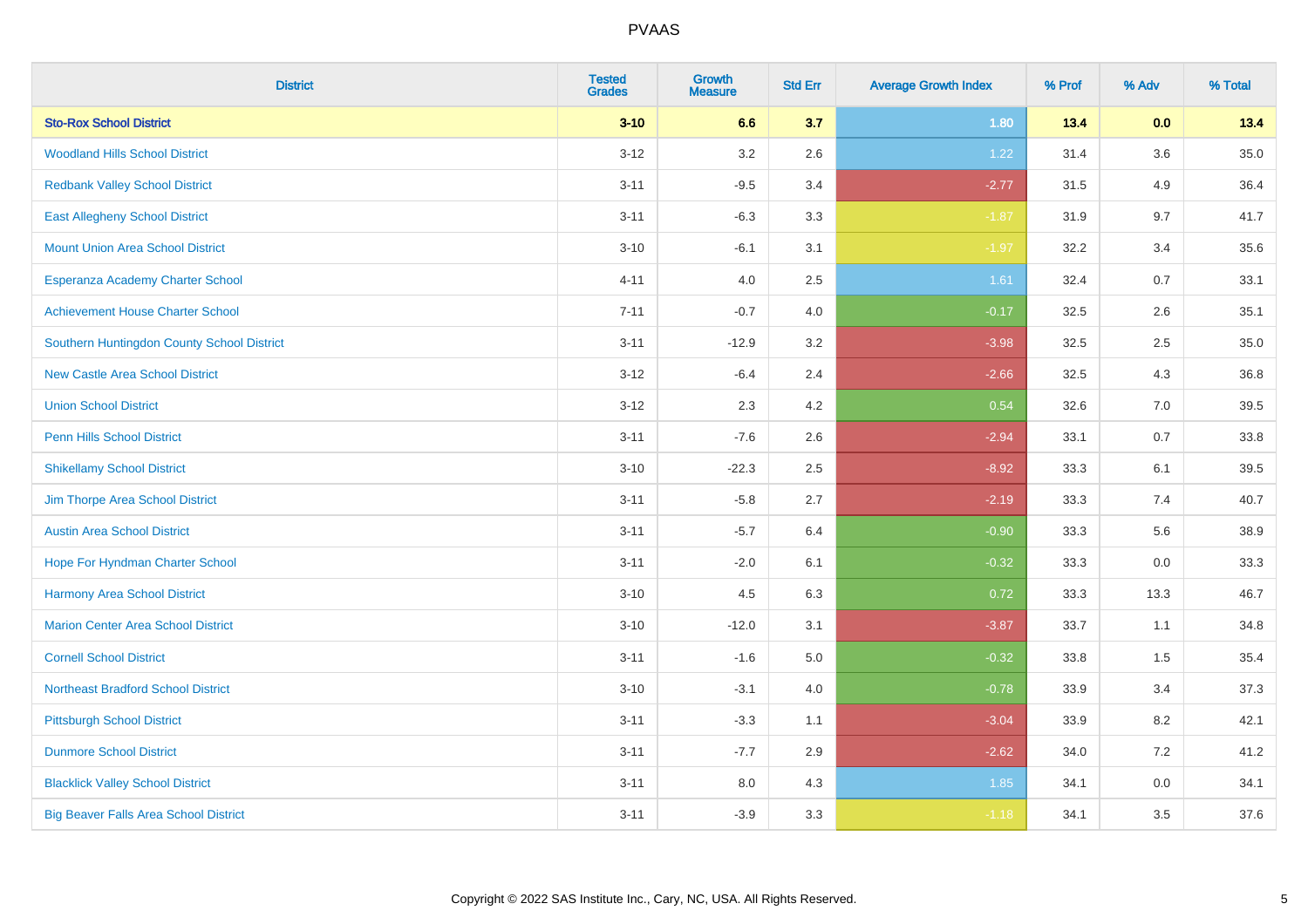| District | Tested Grades | Growth Measure | Std Err | Average Growth Index | % Prof | % Adv | % Total |
|---|---|---|---|---|---|---|---|
| **Sto-Rox School District** | **3-10** | **6.6** | **3.7** | **1.80** | **13.4** | **0.0** | **13.4** |
| Woodland Hills School District | 3-12 | 3.2 | 2.6 | 1.22 | 31.4 | 3.6 | 35.0 |
| Redbank Valley School District | 3-11 | -9.5 | 3.4 | -2.77 | 31.5 | 4.9 | 36.4 |
| East Allegheny School District | 3-11 | -6.3 | 3.3 | -1.87 | 31.9 | 9.7 | 41.7 |
| Mount Union Area School District | 3-10 | -6.1 | 3.1 | -1.97 | 32.2 | 3.4 | 35.6 |
| Esperanza Academy Charter School | 4-11 | 4.0 | 2.5 | 1.61 | 32.4 | 0.7 | 33.1 |
| Achievement House Charter School | 7-11 | -0.7 | 4.0 | -0.17 | 32.5 | 2.6 | 35.1 |
| Southern Huntingdon County School District | 3-11 | -12.9 | 3.2 | -3.98 | 32.5 | 2.5 | 35.0 |
| New Castle Area School District | 3-12 | -6.4 | 2.4 | -2.66 | 32.5 | 4.3 | 36.8 |
| Union School District | 3-12 | 2.3 | 4.2 | 0.54 | 32.6 | 7.0 | 39.5 |
| Penn Hills School District | 3-11 | -7.6 | 2.6 | -2.94 | 33.1 | 0.7 | 33.8 |
| Shikellamy School District | 3-10 | -22.3 | 2.5 | -8.92 | 33.3 | 6.1 | 39.5 |
| Jim Thorpe Area School District | 3-11 | -5.8 | 2.7 | -2.19 | 33.3 | 7.4 | 40.7 |
| Austin Area School District | 3-11 | -5.7 | 6.4 | -0.90 | 33.3 | 5.6 | 38.9 |
| Hope For Hyndman Charter School | 3-11 | -2.0 | 6.1 | -0.32 | 33.3 | 0.0 | 33.3 |
| Harmony Area School District | 3-10 | 4.5 | 6.3 | 0.72 | 33.3 | 13.3 | 46.7 |
| Marion Center Area School District | 3-10 | -12.0 | 3.1 | -3.87 | 33.7 | 1.1 | 34.8 |
| Cornell School District | 3-11 | -1.6 | 5.0 | -0.32 | 33.8 | 1.5 | 35.4 |
| Northeast Bradford School District | 3-10 | -3.1 | 4.0 | -0.78 | 33.9 | 3.4 | 37.3 |
| Pittsburgh School District | 3-11 | -3.3 | 1.1 | -3.04 | 33.9 | 8.2 | 42.1 |
| Dunmore School District | 3-11 | -7.7 | 2.9 | -2.62 | 34.0 | 7.2 | 41.2 |
| Blacklick Valley School District | 3-11 | 8.0 | 4.3 | 1.85 | 34.1 | 0.0 | 34.1 |
| Big Beaver Falls Area School District | 3-11 | -3.9 | 3.3 | -1.18 | 34.1 | 3.5 | 37.6 |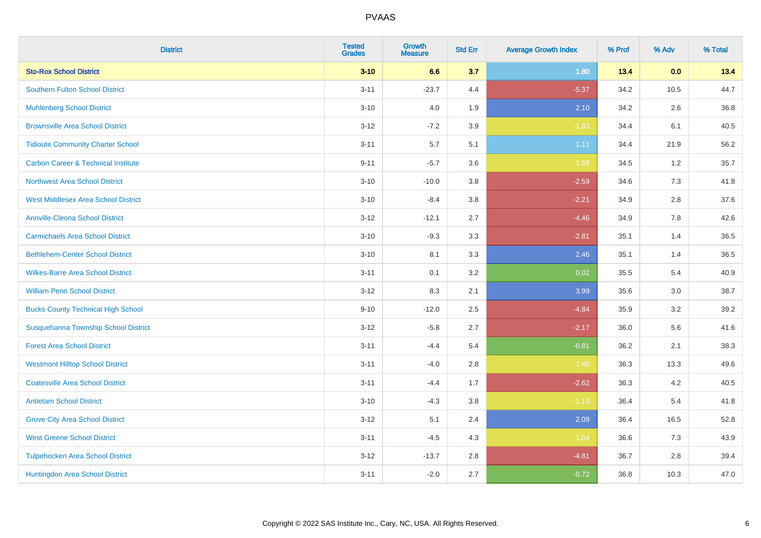# PVAAS

| District | Tested Grades | Growth Measure | Std Err | Average Growth Index | % Prof | % Adv | % Total |
|---|---|---|---|---|---|---|---|
| **Sto-Rox School District** | **3-10** | **6.6** | **3.7** | **1.80** | **13.4** | **0.0** | **13.4** |
| Southern Fulton School District | 3-11 | -23.7 | 4.4 | -5.37 | 34.2 | 10.5 | 44.7 |
| Muhlenberg School District | 3-10 | 4.0 | 1.9 | 2.10 | 34.2 | 2.6 | 36.8 |
| Brownsville Area School District | 3-12 | -7.2 | 3.9 | -1.83 | 34.4 | 6.1 | 40.5 |
| Tidioute Community Charter School | 3-11 | 5.7 | 5.1 | 1.11 | 34.4 | 21.9 | 56.2 |
| Carbon Career & Technical Institute | 9-11 | -5.7 | 3.6 | -1.59 | 34.5 | 1.2 | 35.7 |
| Northwest Area School District | 3-10 | -10.0 | 3.8 | -2.59 | 34.6 | 7.3 | 41.8 |
| West Middlesex Area School District | 3-10 | -8.4 | 3.8 | -2.21 | 34.9 | 2.8 | 37.6 |
| Annville-Cleona School District | 3-12 | -12.1 | 2.7 | -4.46 | 34.9 | 7.8 | 42.6 |
| Carmichaels Area School District | 3-10 | -9.3 | 3.3 | -2.81 | 35.1 | 1.4 | 36.5 |
| Bethlehem-Center School District | 3-10 | 8.1 | 3.3 | 2.46 | 35.1 | 1.4 | 36.5 |
| Wilkes-Barre Area School District | 3-11 | 0.1 | 3.2 | 0.02 | 35.5 | 5.4 | 40.9 |
| William Penn School District | 3-12 | 8.3 | 2.1 | 3.99 | 35.6 | 3.0 | 38.7 |
| Bucks County Technical High School | 9-10 | -12.0 | 2.5 | -4.84 | 35.9 | 3.2 | 39.2 |
| Susquehanna Township School District | 3-12 | -5.8 | 2.7 | -2.17 | 36.0 | 5.6 | 41.6 |
| Forest Area School District | 3-11 | -4.4 | 5.4 | -0.81 | 36.2 | 2.1 | 38.3 |
| Westmont Hilltop School District | 3-11 | -4.0 | 2.8 | -1.40 | 36.3 | 13.3 | 49.6 |
| Coatesville Area School District | 3-11 | -4.4 | 1.7 | -2.62 | 36.3 | 4.2 | 40.5 |
| Antietam School District | 3-10 | -4.3 | 3.8 | -1.13 | 36.4 | 5.4 | 41.8 |
| Grove City Area School District | 3-12 | 5.1 | 2.4 | 2.09 | 36.4 | 16.5 | 52.8 |
| West Greene School District | 3-11 | -4.5 | 4.3 | -1.04 | 36.6 | 7.3 | 43.9 |
| Tulpehocken Area School District | 3-12 | -13.7 | 2.8 | -4.81 | 36.7 | 2.8 | 39.4 |
| Huntingdon Area School District | 3-11 | -2.0 | 2.7 | -0.72 | 36.8 | 10.3 | 47.0 |

Copyright © 2022 SAS Institute Inc., Cary, NC, USA. All Rights Reserved.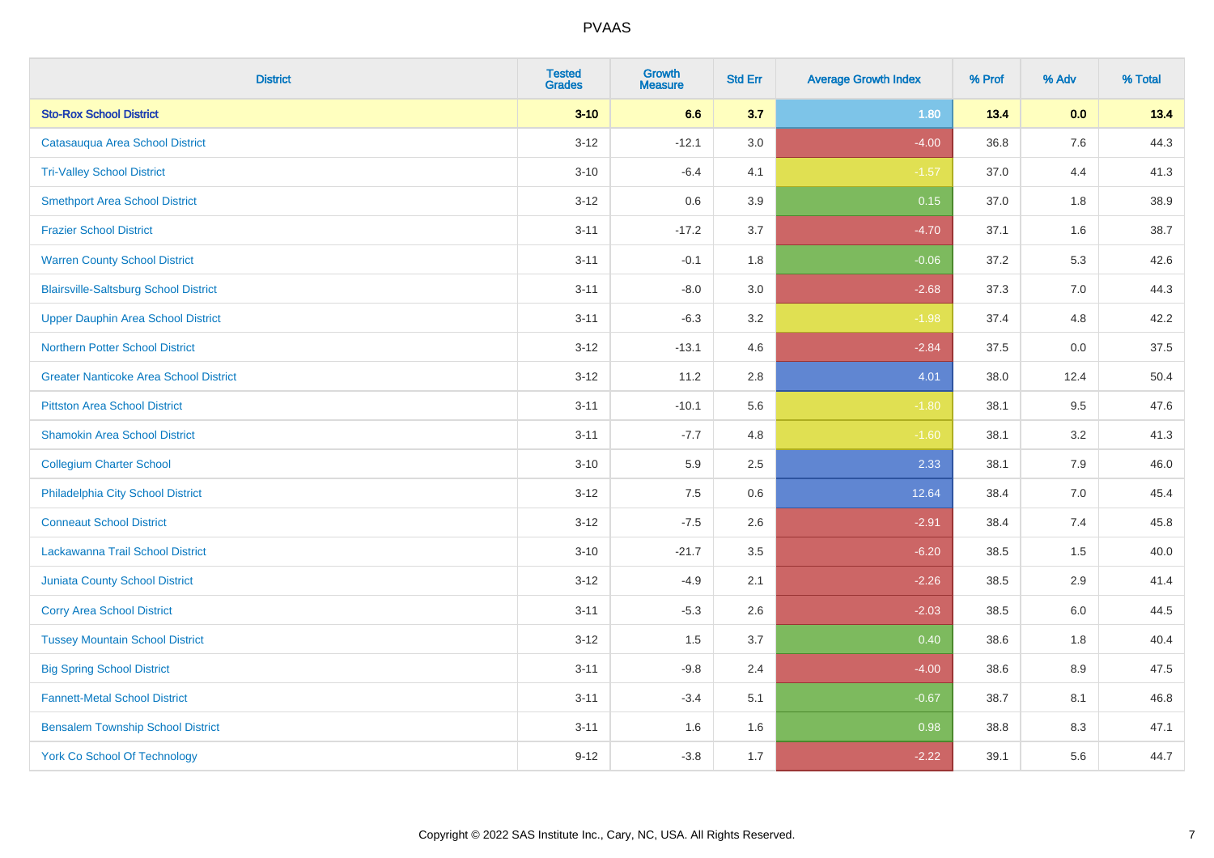| District | Tested Grades | Growth Measure | Std Err | Average Growth Index | % Prof | % Adv | % Total |
|---|---|---|---|---|---|---|---|
| **Sto-Rox School District** | **3-10** | **6.6** | **3.7** | **1.80** | **13.4** | **0.0** | **13.4** |
| Catasauqua Area School District | 3-12 | -12.1 | 3.0 | -4.00 | 36.8 | 7.6 | 44.3 |
| Tri-Valley School District | 3-10 | -6.4 | 4.1 | -1.57 | 37.0 | 4.4 | 41.3 |
| Smethport Area School District | 3-12 | 0.6 | 3.9 | 0.15 | 37.0 | 1.8 | 38.9 |
| Frazier School District | 3-11 | -17.2 | 3.7 | -4.70 | 37.1 | 1.6 | 38.7 |
| Warren County School District | 3-11 | -0.1 | 1.8 | -0.06 | 37.2 | 5.3 | 42.6 |
| Blairsville-Saltsburg School District | 3-11 | -8.0 | 3.0 | -2.68 | 37.3 | 7.0 | 44.3 |
| Upper Dauphin Area School District | 3-11 | -6.3 | 3.2 | -1.98 | 37.4 | 4.8 | 42.2 |
| Northern Potter School District | 3-12 | -13.1 | 4.6 | -2.84 | 37.5 | 0.0 | 37.5 |
| Greater Nanticoke Area School District | 3-12 | 11.2 | 2.8 | 4.01 | 38.0 | 12.4 | 50.4 |
| Pittston Area School District | 3-11 | -10.1 | 5.6 | -1.80 | 38.1 | 9.5 | 47.6 |
| Shamokin Area School District | 3-11 | -7.7 | 4.8 | -1.60 | 38.1 | 3.2 | 41.3 |
| Collegium Charter School | 3-10 | 5.9 | 2.5 | 2.33 | 38.1 | 7.9 | 46.0 |
| Philadelphia City School District | 3-12 | 7.5 | 0.6 | 12.64 | 38.4 | 7.0 | 45.4 |
| Conneaut School District | 3-12 | -7.5 | 2.6 | -2.91 | 38.4 | 7.4 | 45.8 |
| Lackawanna Trail School District | 3-10 | -21.7 | 3.5 | -6.20 | 38.5 | 1.5 | 40.0 |
| Juniata County School District | 3-12 | -4.9 | 2.1 | -2.26 | 38.5 | 2.9 | 41.4 |
| Corry Area School District | 3-11 | -5.3 | 2.6 | -2.03 | 38.5 | 6.0 | 44.5 |
| Tussey Mountain School District | 3-12 | 1.5 | 3.7 | 0.40 | 38.6 | 1.8 | 40.4 |
| Big Spring School District | 3-11 | -9.8 | 2.4 | -4.00 | 38.6 | 8.9 | 47.5 |
| Fannett-Metal School District | 3-11 | -3.4 | 5.1 | -0.67 | 38.7 | 8.1 | 46.8 |
| Bensalem Township School District | 3-11 | 1.6 | 1.6 | 0.98 | 38.8 | 8.3 | 47.1 |
| York Co School Of Technology | 9-12 | -3.8 | 1.7 | -2.22 | 39.1 | 5.6 | 44.7 |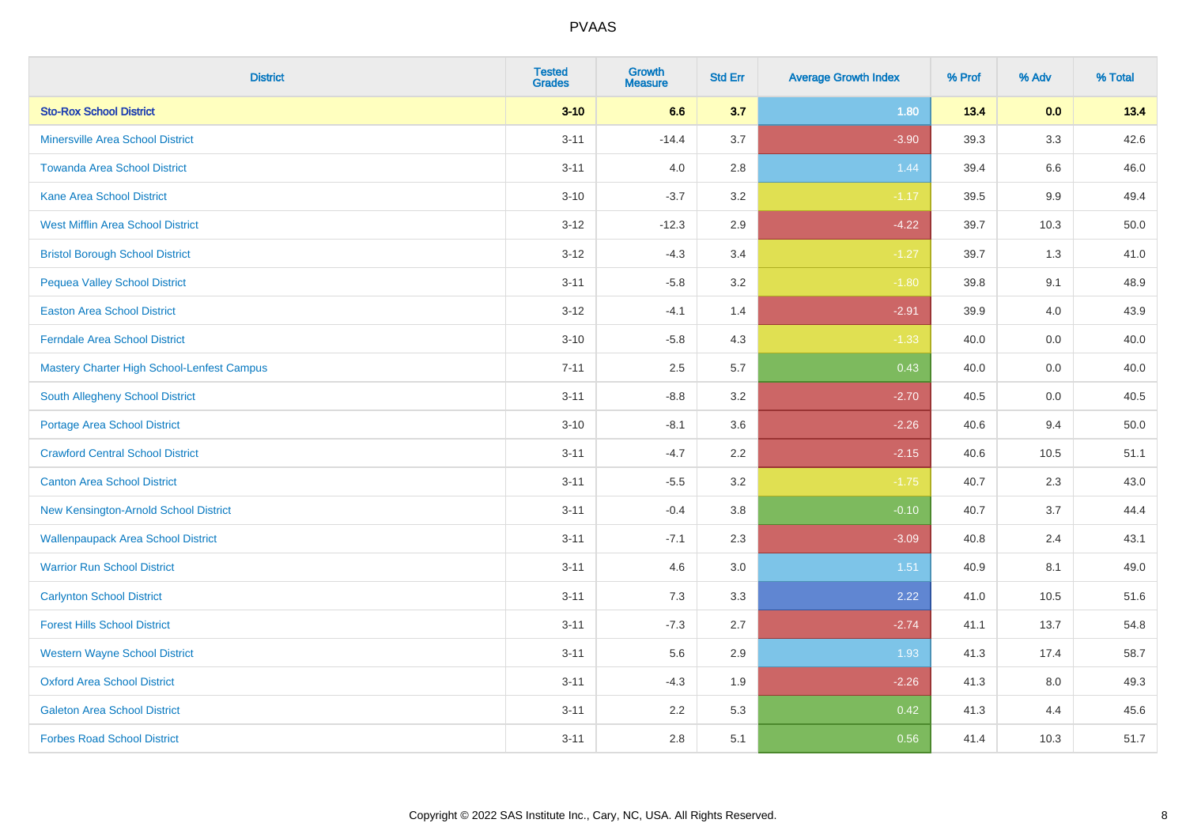# PVAAS

| District | Tested Grades | Growth Measure | Std Err | Average Growth Index | % Prof | % Adv | % Total |
|---|---|---|---|---|---|---|---|
| **Sto-Rox School District** | **3-10** | **6.6** | **3.7** | **1.80** | **13.4** | **0.0** | **13.4** |
| Minersville Area School District | 3-11 | -14.4 | 3.7 | -3.90 | 39.3 | 3.3 | 42.6 |
| Towanda Area School District | 3-11 | 4.0 | 2.8 | 1.44 | 39.4 | 6.6 | 46.0 |
| Kane Area School District | 3-10 | -3.7 | 3.2 | -1.17 | 39.5 | 9.9 | 49.4 |
| West Mifflin Area School District | 3-12 | -12.3 | 2.9 | -4.22 | 39.7 | 10.3 | 50.0 |
| Bristol Borough School District | 3-12 | -4.3 | 3.4 | -1.27 | 39.7 | 1.3 | 41.0 |
| Pequea Valley School District | 3-11 | -5.8 | 3.2 | -1.80 | 39.8 | 9.1 | 48.9 |
| Easton Area School District | 3-12 | -4.1 | 1.4 | -2.91 | 39.9 | 4.0 | 43.9 |
| Ferndale Area School District | 3-10 | -5.8 | 4.3 | -1.33 | 40.0 | 0.0 | 40.0 |
| Mastery Charter High School-Lenfest Campus | 7-11 | 2.5 | 5.7 | 0.43 | 40.0 | 0.0 | 40.0 |
| South Allegheny School District | 3-11 | -8.8 | 3.2 | -2.70 | 40.5 | 0.0 | 40.5 |
| Portage Area School District | 3-10 | -8.1 | 3.6 | -2.26 | 40.6 | 9.4 | 50.0 |
| Crawford Central School District | 3-11 | -4.7 | 2.2 | -2.15 | 40.6 | 10.5 | 51.1 |
| Canton Area School District | 3-11 | -5.5 | 3.2 | -1.75 | 40.7 | 2.3 | 43.0 |
| New Kensington-Arnold School District | 3-11 | -0.4 | 3.8 | -0.10 | 40.7 | 3.7 | 44.4 |
| Wallenpaupack Area School District | 3-11 | -7.1 | 2.3 | -3.09 | 40.8 | 2.4 | 43.1 |
| Warrior Run School District | 3-11 | 4.6 | 3.0 | 1.51 | 40.9 | 8.1 | 49.0 |
| Carlynton School District | 3-11 | 7.3 | 3.3 | 2.22 | 41.0 | 10.5 | 51.6 |
| Forest Hills School District | 3-11 | -7.3 | 2.7 | -2.74 | 41.1 | 13.7 | 54.8 |
| Western Wayne School District | 3-11 | 5.6 | 2.9 | 1.93 | 41.3 | 17.4 | 58.7 |
| Oxford Area School District | 3-11 | -4.3 | 1.9 | -2.26 | 41.3 | 8.0 | 49.3 |
| Galeton Area School District | 3-11 | 2.2 | 5.3 | 0.42 | 41.3 | 4.4 | 45.6 |
| Forbes Road School District | 3-11 | 2.8 | 5.1 | 0.56 | 41.4 | 10.3 | 51.7 |

Copyright © 2022 SAS Institute Inc., Cary, NC, USA. All Rights Reserved.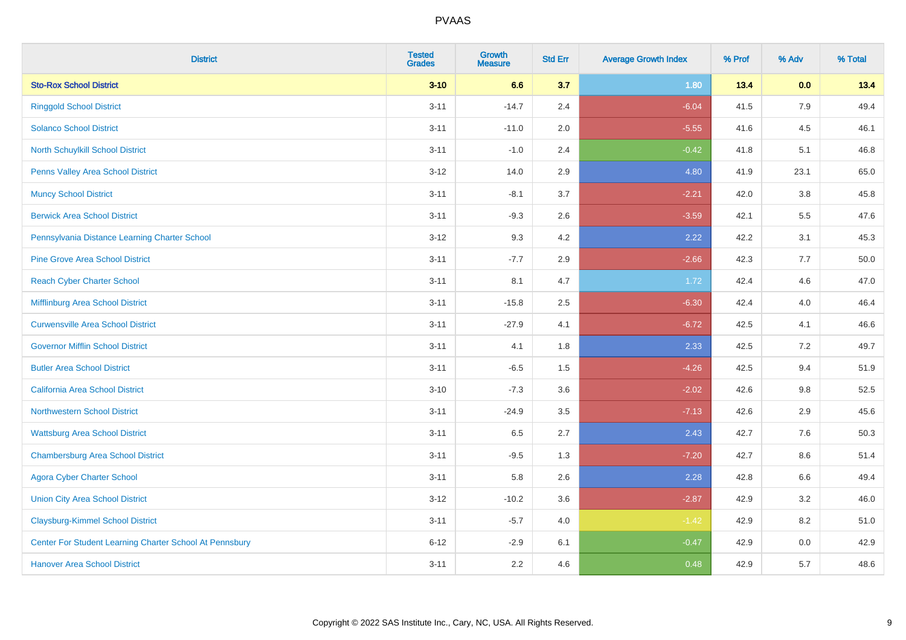| District | Tested Grades | Growth Measure | Std Err | Average Growth Index | % Prof | % Adv | % Total |
|---|---|---|---|---|---|---|---|
| **Sto-Rox School District** | **3-10** | **6.6** | **3.7** | **1.80** | **13.4** | **0.0** | **13.4** |
| Ringgold School District | 3-11 | -14.7 | 2.4 | -6.04 | 41.5 | 7.9 | 49.4 |
| Solanco School District | 3-11 | -11.0 | 2.0 | -5.55 | 41.6 | 4.5 | 46.1 |
| North Schuylkill School District | 3-11 | -1.0 | 2.4 | -0.42 | 41.8 | 5.1 | 46.8 |
| Penns Valley Area School District | 3-12 | 14.0 | 2.9 | 4.80 | 41.9 | 23.1 | 65.0 |
| Muncy School District | 3-11 | -8.1 | 3.7 | -2.21 | 42.0 | 3.8 | 45.8 |
| Berwick Area School District | 3-11 | -9.3 | 2.6 | -3.59 | 42.1 | 5.5 | 47.6 |
| Pennsylvania Distance Learning Charter School | 3-12 | 9.3 | 4.2 | 2.22 | 42.2 | 3.1 | 45.3 |
| Pine Grove Area School District | 3-11 | -7.7 | 2.9 | -2.66 | 42.3 | 7.7 | 50.0 |
| Reach Cyber Charter School | 3-11 | 8.1 | 4.7 | 1.72 | 42.4 | 4.6 | 47.0 |
| Mifflinburg Area School District | 3-11 | -15.8 | 2.5 | -6.30 | 42.4 | 4.0 | 46.4 |
| Curwensville Area School District | 3-11 | -27.9 | 4.1 | -6.72 | 42.5 | 4.1 | 46.6 |
| Governor Mifflin School District | 3-11 | 4.1 | 1.8 | 2.33 | 42.5 | 7.2 | 49.7 |
| Butler Area School District | 3-11 | -6.5 | 1.5 | -4.26 | 42.5 | 9.4 | 51.9 |
| California Area School District | 3-10 | -7.3 | 3.6 | -2.02 | 42.6 | 9.8 | 52.5 |
| Northwestern School District | 3-11 | -24.9 | 3.5 | -7.13 | 42.6 | 2.9 | 45.6 |
| Wattsburg Area School District | 3-11 | 6.5 | 2.7 | 2.43 | 42.7 | 7.6 | 50.3 |
| Chambersburg Area School District | 3-11 | -9.5 | 1.3 | -7.20 | 42.7 | 8.6 | 51.4 |
| Agora Cyber Charter School | 3-11 | 5.8 | 2.6 | 2.28 | 42.8 | 6.6 | 49.4 |
| Union City Area School District | 3-12 | -10.2 | 3.6 | -2.87 | 42.9 | 3.2 | 46.0 |
| Claysburg-Kimmel School District | 3-11 | -5.7 | 4.0 | -1.42 | 42.9 | 8.2 | 51.0 |
| Center For Student Learning Charter School At Pennsbury | 6-12 | -2.9 | 6.1 | -0.47 | 42.9 | 0.0 | 42.9 |
| Hanover Area School District | 3-11 | 2.2 | 4.6 | 0.48 | 42.9 | 5.7 | 48.6 |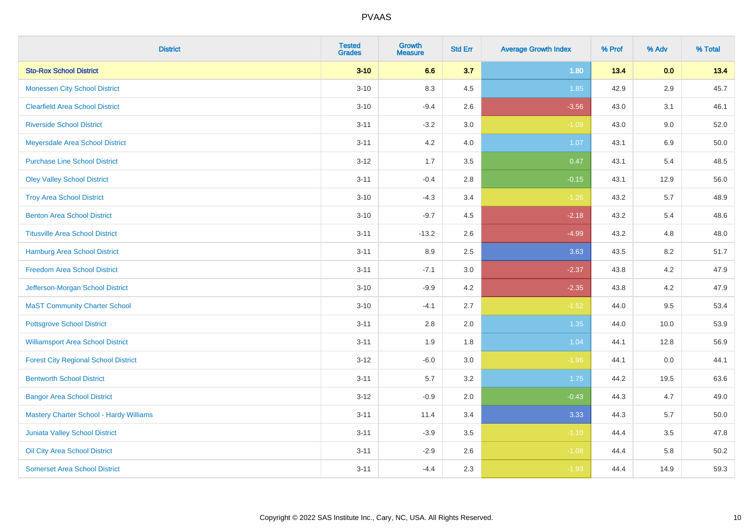| District | Tested Grades | Growth Measure | Std Err | Average Growth Index | % Prof | % Adv | % Total |
|---|---|---|---|---|---|---|---|
| **Sto-Rox School District** | **3-10** | **6.6** | **3.7** | **1.80** | **13.4** | **0.0** | **13.4** |
| Monessen City School District | 3-10 | 8.3 | 4.5 | 1.85 | 42.9 | 2.9 | 45.7 |
| Clearfield Area School District | 3-10 | -9.4 | 2.6 | -3.56 | 43.0 | 3.1 | 46.1 |
| Riverside School District | 3-11 | -3.2 | 3.0 | -1.09 | 43.0 | 9.0 | 52.0 |
| Meyersdale Area School District | 3-11 | 4.2 | 4.0 | 1.07 | 43.1 | 6.9 | 50.0 |
| Purchase Line School District | 3-12 | 1.7 | 3.5 | 0.47 | 43.1 | 5.4 | 48.5 |
| Oley Valley School District | 3-11 | -0.4 | 2.8 | -0.15 | 43.1 | 12.9 | 56.0 |
| Troy Area School District | 3-10 | -4.3 | 3.4 | -1.26 | 43.2 | 5.7 | 48.9 |
| Benton Area School District | 3-10 | -9.7 | 4.5 | -2.18 | 43.2 | 5.4 | 48.6 |
| Titusville Area School District | 3-11 | -13.2 | 2.6 | -4.99 | 43.2 | 4.8 | 48.0 |
| Hamburg Area School District | 3-11 | 8.9 | 2.5 | 3.63 | 43.5 | 8.2 | 51.7 |
| Freedom Area School District | 3-11 | -7.1 | 3.0 | -2.37 | 43.8 | 4.2 | 47.9 |
| Jefferson-Morgan School District | 3-10 | -9.9 | 4.2 | -2.35 | 43.8 | 4.2 | 47.9 |
| MaST Community Charter School | 3-10 | -4.1 | 2.7 | -1.52 | 44.0 | 9.5 | 53.4 |
| Pottsgrove School District | 3-11 | 2.8 | 2.0 | 1.35 | 44.0 | 10.0 | 53.9 |
| Williamsport Area School District | 3-11 | 1.9 | 1.8 | 1.04 | 44.1 | 12.8 | 56.9 |
| Forest City Regional School District | 3-12 | -6.0 | 3.0 | -1.96 | 44.1 | 0.0 | 44.1 |
| Bentworth School District | 3-11 | 5.7 | 3.2 | 1.75 | 44.2 | 19.5 | 63.6 |
| Bangor Area School District | 3-12 | -0.9 | 2.0 | -0.43 | 44.3 | 4.7 | 49.0 |
| Mastery Charter School - Hardy Williams | 3-11 | 11.4 | 3.4 | 3.33 | 44.3 | 5.7 | 50.0 |
| Juniata Valley School District | 3-11 | -3.9 | 3.5 | -1.10 | 44.4 | 3.5 | 47.8 |
| Oil City Area School District | 3-11 | -2.9 | 2.6 | -1.08 | 44.4 | 5.8 | 50.2 |
| Somerset Area School District | 3-11 | -4.4 | 2.3 | -1.93 | 44.4 | 14.9 | 59.3 |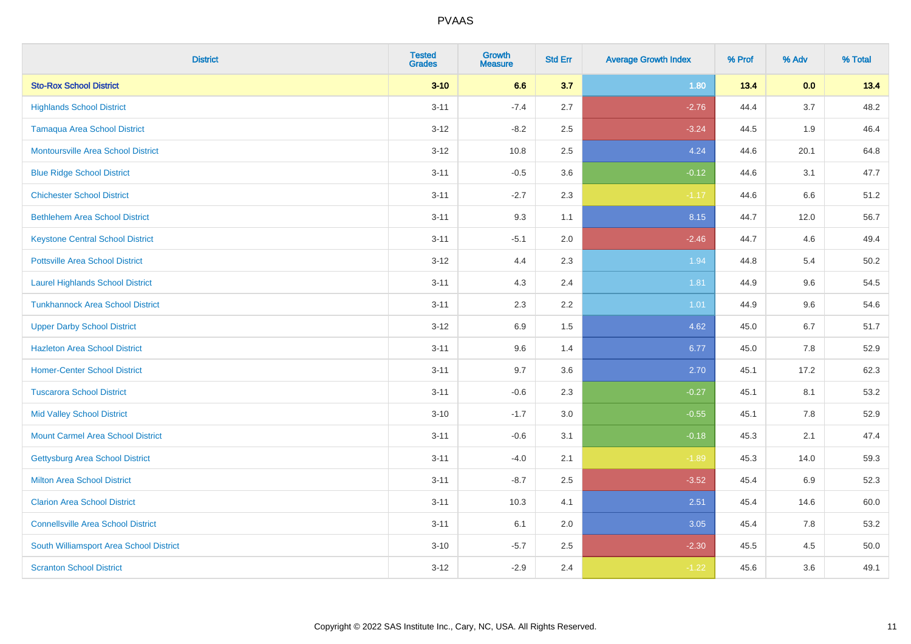PVAAS

| District | Tested Grades | Growth Measure | Std Err | Average Growth Index | % Prof | % Adv | % Total |
|---|---|---|---|---|---|---|---|
| **Sto-Rox School District** | **3-10** | **6.6** | **3.7** | **1.80** | **13.4** | **0.0** | **13.4** |
| Highlands School District | 3-11 | -7.4 | 2.7 | -2.76 | 44.4 | 3.7 | 48.2 |
| Tamaqua Area School District | 3-12 | -8.2 | 2.5 | -3.24 | 44.5 | 1.9 | 46.4 |
| Montoursville Area School District | 3-12 | 10.8 | 2.5 | 4.24 | 44.6 | 20.1 | 64.8 |
| Blue Ridge School District | 3-11 | -0.5 | 3.6 | -0.12 | 44.6 | 3.1 | 47.7 |
| Chichester School District | 3-11 | -2.7 | 2.3 | -1.17 | 44.6 | 6.6 | 51.2 |
| Bethlehem Area School District | 3-11 | 9.3 | 1.1 | 8.15 | 44.7 | 12.0 | 56.7 |
| Keystone Central School District | 3-11 | -5.1 | 2.0 | -2.46 | 44.7 | 4.6 | 49.4 |
| Pottsville Area School District | 3-12 | 4.4 | 2.3 | 1.94 | 44.8 | 5.4 | 50.2 |
| Laurel Highlands School District | 3-11 | 4.3 | 2.4 | 1.81 | 44.9 | 9.6 | 54.5 |
| Tunkhannock Area School District | 3-11 | 2.3 | 2.2 | 1.01 | 44.9 | 9.6 | 54.6 |
| Upper Darby School District | 3-12 | 6.9 | 1.5 | 4.62 | 45.0 | 6.7 | 51.7 |
| Hazleton Area School District | 3-11 | 9.6 | 1.4 | 6.77 | 45.0 | 7.8 | 52.9 |
| Homer-Center School District | 3-11 | 9.7 | 3.6 | 2.70 | 45.1 | 17.2 | 62.3 |
| Tuscarora School District | 3-11 | -0.6 | 2.3 | -0.27 | 45.1 | 8.1 | 53.2 |
| Mid Valley School District | 3-10 | -1.7 | 3.0 | -0.55 | 45.1 | 7.8 | 52.9 |
| Mount Carmel Area School District | 3-11 | -0.6 | 3.1 | -0.18 | 45.3 | 2.1 | 47.4 |
| Gettysburg Area School District | 3-11 | -4.0 | 2.1 | -1.89 | 45.3 | 14.0 | 59.3 |
| Milton Area School District | 3-11 | -8.7 | 2.5 | -3.52 | 45.4 | 6.9 | 52.3 |
| Clarion Area School District | 3-11 | 10.3 | 4.1 | 2.51 | 45.4 | 14.6 | 60.0 |
| Connellsville Area School District | 3-11 | 6.1 | 2.0 | 3.05 | 45.4 | 7.8 | 53.2 |
| South Williamsport Area School District | 3-10 | -5.7 | 2.5 | -2.30 | 45.5 | 4.5 | 50.0 |
| Scranton School District | 3-12 | -2.9 | 2.4 | -1.22 | 45.6 | 3.6 | 49.1 |

Copyright © 2022 SAS Institute Inc., Cary, NC, USA. All Rights Reserved.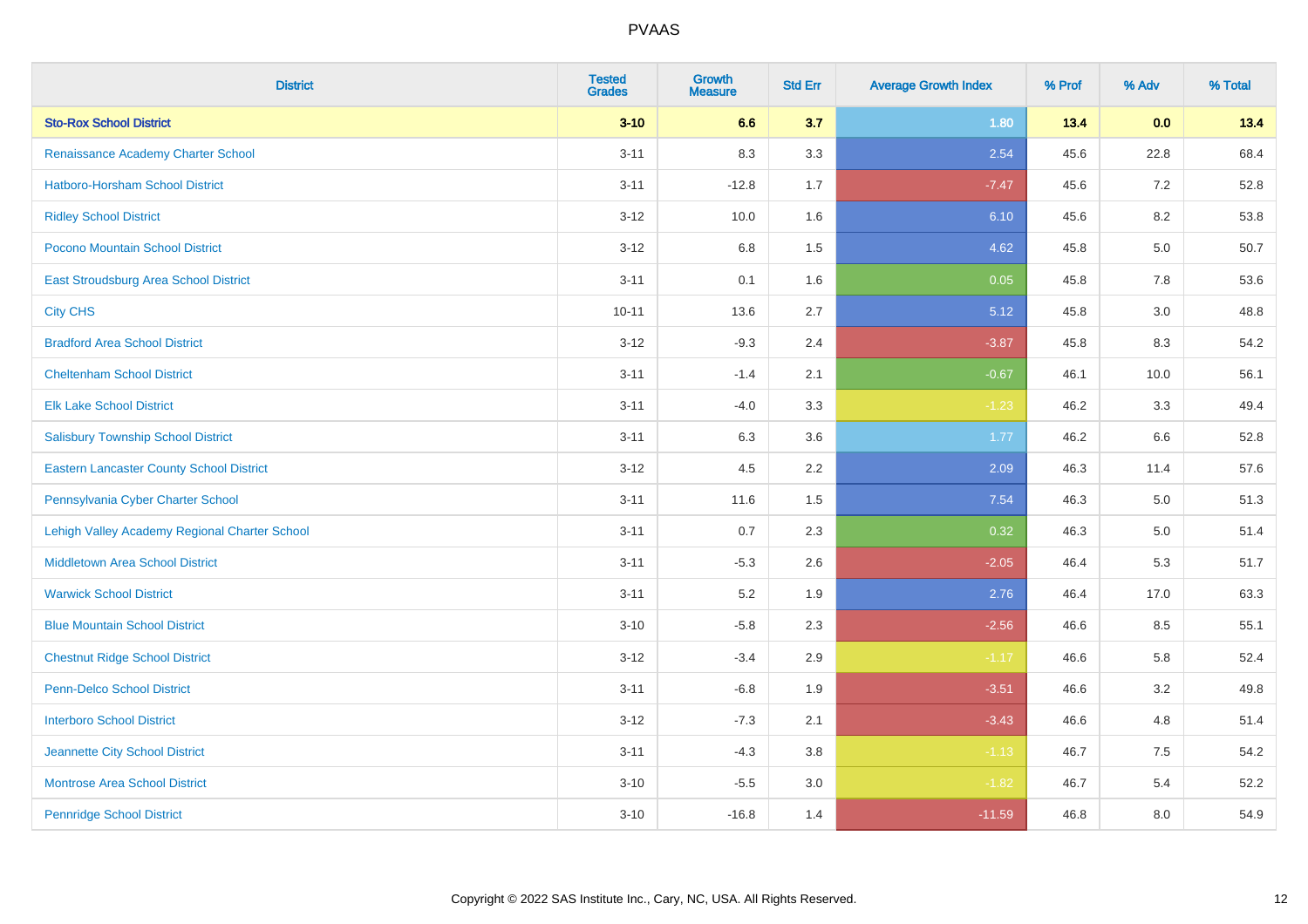| District | Tested Grades | Growth Measure | Std Err | Average Growth Index | % Prof | % Adv | % Total |
|---|---|---|---|---|---|---|---|
| **Sto-Rox School District** | **3-10** | **6.6** | **3.7** | **1.80** | **13.4** | **0.0** | **13.4** |
| Renaissance Academy Charter School | 3-11 | 8.3 | 3.3 | 2.54 | 45.6 | 22.8 | 68.4 |
| Hatboro-Horsham School District | 3-11 | -12.8 | 1.7 | -7.47 | 45.6 | 7.2 | 52.8 |
| Ridley School District | 3-12 | 10.0 | 1.6 | 6.10 | 45.6 | 8.2 | 53.8 |
| Pocono Mountain School District | 3-12 | 6.8 | 1.5 | 4.62 | 45.8 | 5.0 | 50.7 |
| East Stroudsburg Area School District | 3-11 | 0.1 | 1.6 | 0.05 | 45.8 | 7.8 | 53.6 |
| City CHS | 10-11 | 13.6 | 2.7 | 5.12 | 45.8 | 3.0 | 48.8 |
| Bradford Area School District | 3-12 | -9.3 | 2.4 | -3.87 | 45.8 | 8.3 | 54.2 |
| Cheltenham School District | 3-11 | -1.4 | 2.1 | -0.67 | 46.1 | 10.0 | 56.1 |
| Elk Lake School District | 3-11 | -4.0 | 3.3 | -1.23 | 46.2 | 3.3 | 49.4 |
| Salisbury Township School District | 3-11 | 6.3 | 3.6 | 1.77 | 46.2 | 6.6 | 52.8 |
| Eastern Lancaster County School District | 3-12 | 4.5 | 2.2 | 2.09 | 46.3 | 11.4 | 57.6 |
| Pennsylvania Cyber Charter School | 3-11 | 11.6 | 1.5 | 7.54 | 46.3 | 5.0 | 51.3 |
| Lehigh Valley Academy Regional Charter School | 3-11 | 0.7 | 2.3 | 0.32 | 46.3 | 5.0 | 51.4 |
| Middletown Area School District | 3-11 | -5.3 | 2.6 | -2.05 | 46.4 | 5.3 | 51.7 |
| Warwick School District | 3-11 | 5.2 | 1.9 | 2.76 | 46.4 | 17.0 | 63.3 |
| Blue Mountain School District | 3-10 | -5.8 | 2.3 | -2.56 | 46.6 | 8.5 | 55.1 |
| Chestnut Ridge School District | 3-12 | -3.4 | 2.9 | -1.17 | 46.6 | 5.8 | 52.4 |
| Penn-Delco School District | 3-11 | -6.8 | 1.9 | -3.51 | 46.6 | 3.2 | 49.8 |
| Interboro School District | 3-12 | -7.3 | 2.1 | -3.43 | 46.6 | 4.8 | 51.4 |
| Jeannette City School District | 3-11 | -4.3 | 3.8 | -1.13 | 46.7 | 7.5 | 54.2 |
| Montrose Area School District | 3-10 | -5.5 | 3.0 | -1.82 | 46.7 | 5.4 | 52.2 |
| Pennridge School District | 3-10 | -16.8 | 1.4 | -11.59 | 46.8 | 8.0 | 54.9 |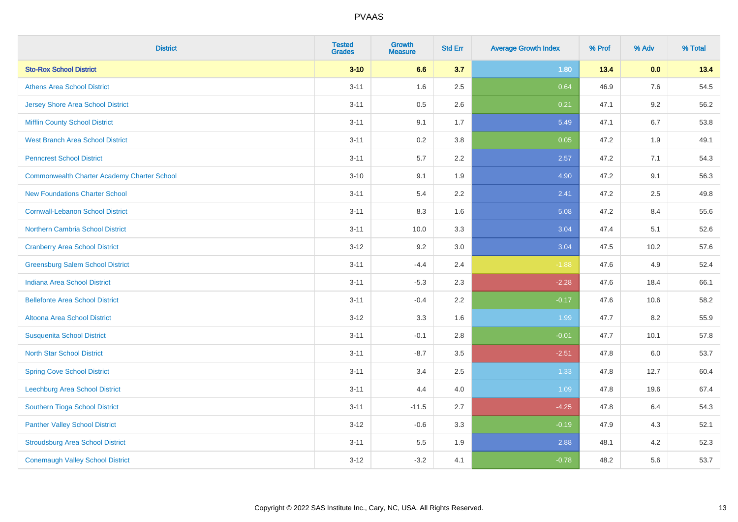# PVAAS

| District | Tested Grades | Growth Measure | Std Err | Average Growth Index | % Prof | % Adv | % Total |
|---|---|---|---|---|---|---|---|
| **Sto-Rox School District** | **3-10** | **6.6** | **3.7** | **1.80** | **13.4** | **0.0** | **13.4** |
| Athens Area School District | 3-11 | 1.6 | 2.5 | 0.64 | 46.9 | 7.6 | 54.5 |
| Jersey Shore Area School District | 3-11 | 0.5 | 2.6 | 0.21 | 47.1 | 9.2 | 56.2 |
| Mifflin County School District | 3-11 | 9.1 | 1.7 | 5.49 | 47.1 | 6.7 | 53.8 |
| West Branch Area School District | 3-11 | 0.2 | 3.8 | 0.05 | 47.2 | 1.9 | 49.1 |
| Penncrest School District | 3-11 | 5.7 | 2.2 | 2.57 | 47.2 | 7.1 | 54.3 |
| Commonwealth Charter Academy Charter School | 3-10 | 9.1 | 1.9 | 4.90 | 47.2 | 9.1 | 56.3 |
| New Foundations Charter School | 3-11 | 5.4 | 2.2 | 2.41 | 47.2 | 2.5 | 49.8 |
| Cornwall-Lebanon School District | 3-11 | 8.3 | 1.6 | 5.08 | 47.2 | 8.4 | 55.6 |
| Northern Cambria School District | 3-11 | 10.0 | 3.3 | 3.04 | 47.4 | 5.1 | 52.6 |
| Cranberry Area School District | 3-12 | 9.2 | 3.0 | 3.04 | 47.5 | 10.2 | 57.6 |
| Greensburg Salem School District | 3-11 | -4.4 | 2.4 | -1.88 | 47.6 | 4.9 | 52.4 |
| Indiana Area School District | 3-11 | -5.3 | 2.3 | -2.28 | 47.6 | 18.4 | 66.1 |
| Bellefonte Area School District | 3-11 | -0.4 | 2.2 | -0.17 | 47.6 | 10.6 | 58.2 |
| Altoona Area School District | 3-12 | 3.3 | 1.6 | 1.99 | 47.7 | 8.2 | 55.9 |
| Susquenita School District | 3-11 | -0.1 | 2.8 | -0.01 | 47.7 | 10.1 | 57.8 |
| North Star School District | 3-11 | -8.7 | 3.5 | -2.51 | 47.8 | 6.0 | 53.7 |
| Spring Cove School District | 3-11 | 3.4 | 2.5 | 1.33 | 47.8 | 12.7 | 60.4 |
| Leechburg Area School District | 3-11 | 4.4 | 4.0 | 1.09 | 47.8 | 19.6 | 67.4 |
| Southern Tioga School District | 3-11 | -11.5 | 2.7 | -4.25 | 47.8 | 6.4 | 54.3 |
| Panther Valley School District | 3-12 | -0.6 | 3.3 | -0.19 | 47.9 | 4.3 | 52.1 |
| Stroudsburg Area School District | 3-11 | 5.5 | 1.9 | 2.88 | 48.1 | 4.2 | 52.3 |
| Conemaugh Valley School District | 3-12 | -3.2 | 4.1 | -0.78 | 48.2 | 5.6 | 53.7 |

Copyright © 2022 SAS Institute Inc., Cary, NC, USA. All Rights Reserved.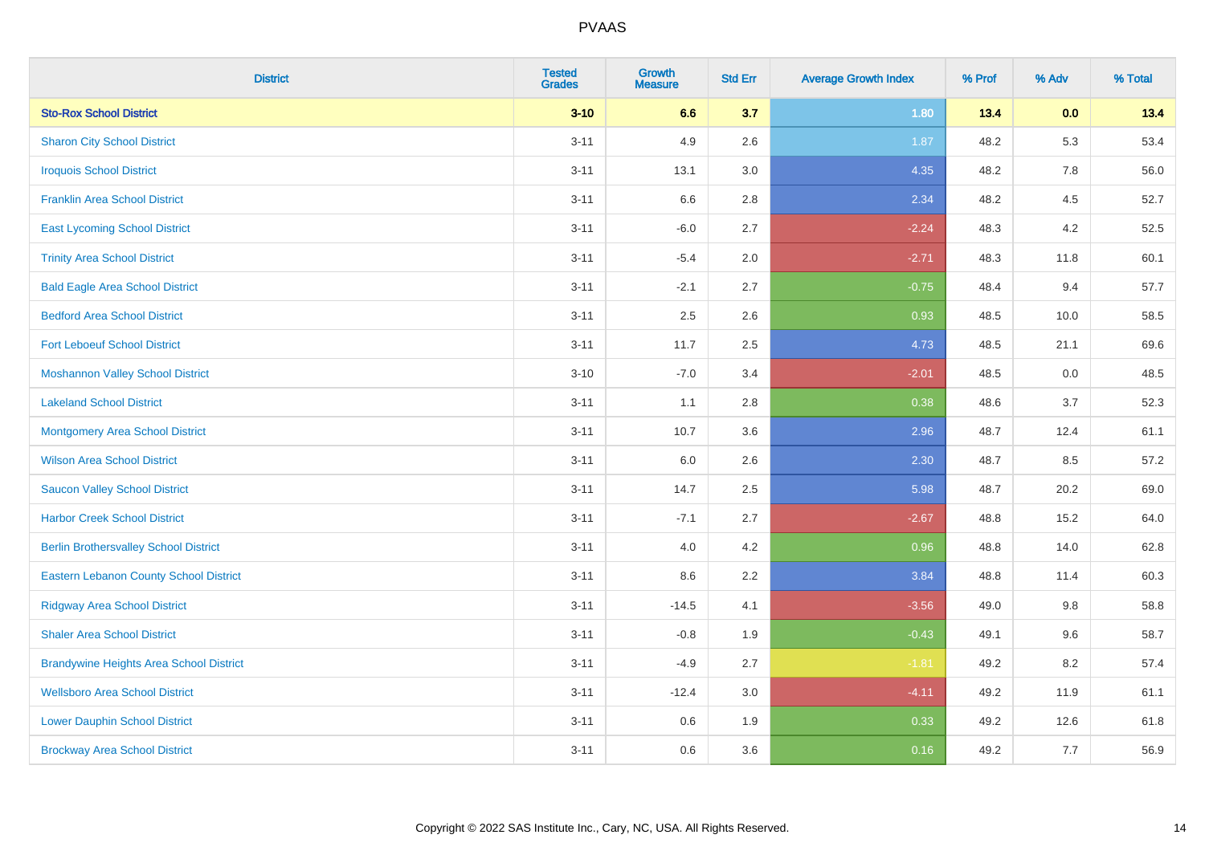| District | Tested Grades | Growth Measure | Std Err | Average Growth Index | % Prof | % Adv | % Total |
|---|---|---|---|---|---|---|---|
| **Sto-Rox School District** | **3-10** | **6.6** | **3.7** | **1.80** | **13.4** | **0.0** | **13.4** |
| Sharon City School District | 3-11 | 4.9 | 2.6 | 1.87 | 48.2 | 5.3 | 53.4 |
| Iroquois School District | 3-11 | 13.1 | 3.0 | 4.35 | 48.2 | 7.8 | 56.0 |
| Franklin Area School District | 3-11 | 6.6 | 2.8 | 2.34 | 48.2 | 4.5 | 52.7 |
| East Lycoming School District | 3-11 | -6.0 | 2.7 | -2.24 | 48.3 | 4.2 | 52.5 |
| Trinity Area School District | 3-11 | -5.4 | 2.0 | -2.71 | 48.3 | 11.8 | 60.1 |
| Bald Eagle Area School District | 3-11 | -2.1 | 2.7 | -0.75 | 48.4 | 9.4 | 57.7 |
| Bedford Area School District | 3-11 | 2.5 | 2.6 | 0.93 | 48.5 | 10.0 | 58.5 |
| Fort Leboeuf School District | 3-11 | 11.7 | 2.5 | 4.73 | 48.5 | 21.1 | 69.6 |
| Moshannon Valley School District | 3-10 | -7.0 | 3.4 | -2.01 | 48.5 | 0.0 | 48.5 |
| Lakeland School District | 3-11 | 1.1 | 2.8 | 0.38 | 48.6 | 3.7 | 52.3 |
| Montgomery Area School District | 3-11 | 10.7 | 3.6 | 2.96 | 48.7 | 12.4 | 61.1 |
| Wilson Area School District | 3-11 | 6.0 | 2.6 | 2.30 | 48.7 | 8.5 | 57.2 |
| Saucon Valley School District | 3-11 | 14.7 | 2.5 | 5.98 | 48.7 | 20.2 | 69.0 |
| Harbor Creek School District | 3-11 | -7.1 | 2.7 | -2.67 | 48.8 | 15.2 | 64.0 |
| Berlin Brothersvalley School District | 3-11 | 4.0 | 4.2 | 0.96 | 48.8 | 14.0 | 62.8 |
| Eastern Lebanon County School District | 3-11 | 8.6 | 2.2 | 3.84 | 48.8 | 11.4 | 60.3 |
| Ridgway Area School District | 3-11 | -14.5 | 4.1 | -3.56 | 49.0 | 9.8 | 58.8 |
| Shaler Area School District | 3-11 | -0.8 | 1.9 | -0.43 | 49.1 | 9.6 | 58.7 |
| Brandywine Heights Area School District | 3-11 | -4.9 | 2.7 | -1.81 | 49.2 | 8.2 | 57.4 |
| Wellsboro Area School District | 3-11 | -12.4 | 3.0 | -4.11 | 49.2 | 11.9 | 61.1 |
| Lower Dauphin School District | 3-11 | 0.6 | 1.9 | 0.33 | 49.2 | 12.6 | 61.8 |
| Brockway Area School District | 3-11 | 0.6 | 3.6 | 0.16 | 49.2 | 7.7 | 56.9 |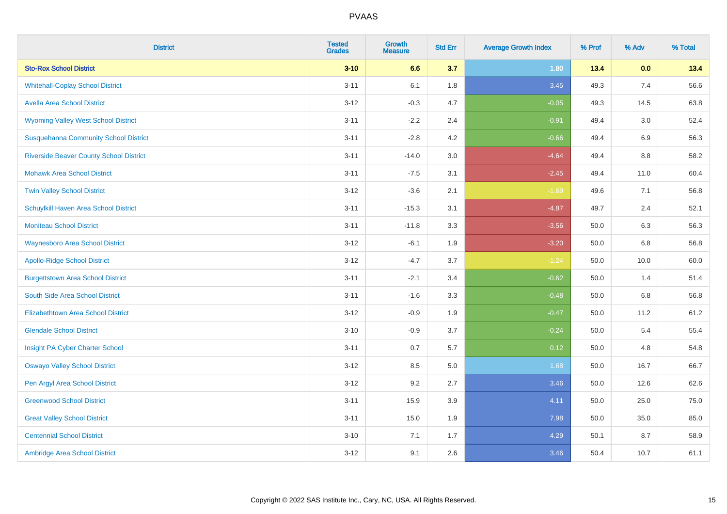# PVAAS

| District | Tested Grades | Growth Measure | Std Err | Average Growth Index | % Prof | % Adv | % Total |
|---|---|---|---|---|---|---|---|
| **Sto-Rox School District** | **3-10** | **6.6** | **3.7** | **1.80** | **13.4** | **0.0** | **13.4** |
| Whitehall-Coplay School District | 3-11 | 6.1 | 1.8 | 3.45 | 49.3 | 7.4 | 56.6 |
| Avella Area School District | 3-12 | -0.3 | 4.7 | -0.05 | 49.3 | 14.5 | 63.8 |
| Wyoming Valley West School District | 3-11 | -2.2 | 2.4 | -0.91 | 49.4 | 3.0 | 52.4 |
| Susquehanna Community School District | 3-11 | -2.8 | 4.2 | -0.66 | 49.4 | 6.9 | 56.3 |
| Riverside Beaver County School District | 3-11 | -14.0 | 3.0 | -4.64 | 49.4 | 8.8 | 58.2 |
| Mohawk Area School District | 3-11 | -7.5 | 3.1 | -2.45 | 49.4 | 11.0 | 60.4 |
| Twin Valley School District | 3-12 | -3.6 | 2.1 | -1.69 | 49.6 | 7.1 | 56.8 |
| Schuylkill Haven Area School District | 3-11 | -15.3 | 3.1 | -4.87 | 49.7 | 2.4 | 52.1 |
| Moniteau School District | 3-11 | -11.8 | 3.3 | -3.56 | 50.0 | 6.3 | 56.3 |
| Waynesboro Area School District | 3-12 | -6.1 | 1.9 | -3.20 | 50.0 | 6.8 | 56.8 |
| Apollo-Ridge School District | 3-12 | -4.7 | 3.7 | -1.24 | 50.0 | 10.0 | 60.0 |
| Burgettstown Area School District | 3-11 | -2.1 | 3.4 | -0.62 | 50.0 | 1.4 | 51.4 |
| South Side Area School District | 3-11 | -1.6 | 3.3 | -0.48 | 50.0 | 6.8 | 56.8 |
| Elizabethtown Area School District | 3-12 | -0.9 | 1.9 | -0.47 | 50.0 | 11.2 | 61.2 |
| Glendale School District | 3-10 | -0.9 | 3.7 | -0.24 | 50.0 | 5.4 | 55.4 |
| Insight PA Cyber Charter School | 3-11 | 0.7 | 5.7 | 0.12 | 50.0 | 4.8 | 54.8 |
| Oswayo Valley School District | 3-12 | 8.5 | 5.0 | 1.68 | 50.0 | 16.7 | 66.7 |
| Pen Argyl Area School District | 3-12 | 9.2 | 2.7 | 3.46 | 50.0 | 12.6 | 62.6 |
| Greenwood School District | 3-11 | 15.9 | 3.9 | 4.11 | 50.0 | 25.0 | 75.0 |
| Great Valley School District | 3-11 | 15.0 | 1.9 | 7.98 | 50.0 | 35.0 | 85.0 |
| Centennial School District | 3-10 | 7.1 | 1.7 | 4.29 | 50.1 | 8.7 | 58.9 |
| Ambridge Area School District | 3-12 | 9.1 | 2.6 | 3.46 | 50.4 | 10.7 | 61.1 |

Copyright © 2022 SAS Institute Inc., Cary, NC, USA. All Rights Reserved.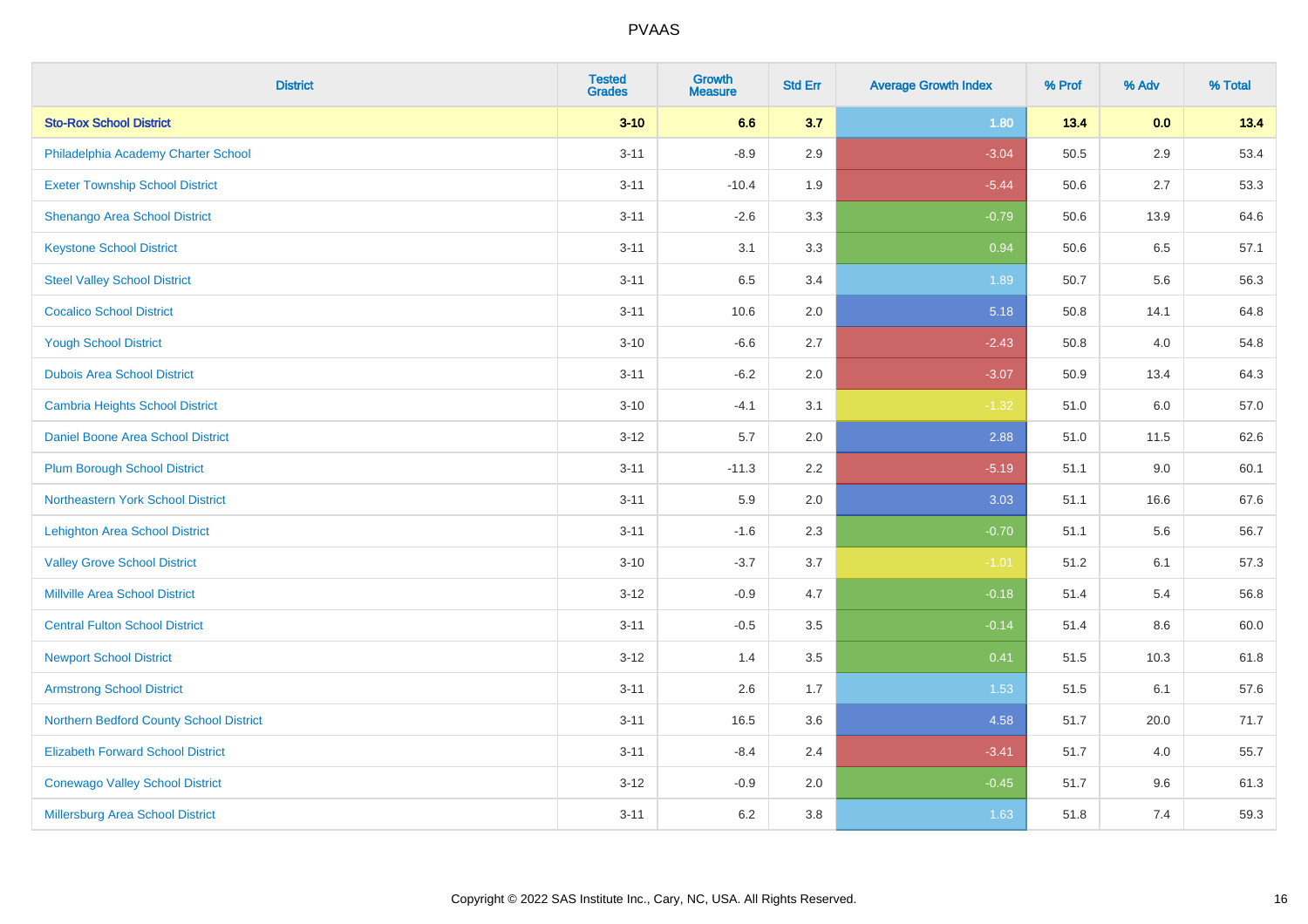| District | Tested Grades | Growth Measure | Std Err | Average Growth Index | % Prof | % Adv | % Total |
|---|---|---|---|---|---|---|---|
| **Sto-Rox School District** | **3-10** | **6.6** | **3.7** | **1.80** | **13.4** | **0.0** | **13.4** |
| Philadelphia Academy Charter School | 3-11 | -8.9 | 2.9 | -3.04 | 50.5 | 2.9 | 53.4 |
| Exeter Township School District | 3-11 | -10.4 | 1.9 | -5.44 | 50.6 | 2.7 | 53.3 |
| Shenango Area School District | 3-11 | -2.6 | 3.3 | -0.79 | 50.6 | 13.9 | 64.6 |
| Keystone School District | 3-11 | 3.1 | 3.3 | 0.94 | 50.6 | 6.5 | 57.1 |
| Steel Valley School District | 3-11 | 6.5 | 3.4 | 1.89 | 50.7 | 5.6 | 56.3 |
| Cocalico School District | 3-11 | 10.6 | 2.0 | 5.18 | 50.8 | 14.1 | 64.8 |
| Yough School District | 3-10 | -6.6 | 2.7 | -2.43 | 50.8 | 4.0 | 54.8 |
| Dubois Area School District | 3-11 | -6.2 | 2.0 | -3.07 | 50.9 | 13.4 | 64.3 |
| Cambria Heights School District | 3-10 | -4.1 | 3.1 | -1.32 | 51.0 | 6.0 | 57.0 |
| Daniel Boone Area School District | 3-12 | 5.7 | 2.0 | 2.88 | 51.0 | 11.5 | 62.6 |
| Plum Borough School District | 3-11 | -11.3 | 2.2 | -5.19 | 51.1 | 9.0 | 60.1 |
| Northeastern York School District | 3-11 | 5.9 | 2.0 | 3.03 | 51.1 | 16.6 | 67.6 |
| Lehighton Area School District | 3-11 | -1.6 | 2.3 | -0.70 | 51.1 | 5.6 | 56.7 |
| Valley Grove School District | 3-10 | -3.7 | 3.7 | -1.01 | 51.2 | 6.1 | 57.3 |
| Millville Area School District | 3-12 | -0.9 | 4.7 | -0.18 | 51.4 | 5.4 | 56.8 |
| Central Fulton School District | 3-11 | -0.5 | 3.5 | -0.14 | 51.4 | 8.6 | 60.0 |
| Newport School District | 3-12 | 1.4 | 3.5 | 0.41 | 51.5 | 10.3 | 61.8 |
| Armstrong School District | 3-11 | 2.6 | 1.7 | 1.53 | 51.5 | 6.1 | 57.6 |
| Northern Bedford County School District | 3-11 | 16.5 | 3.6 | 4.58 | 51.7 | 20.0 | 71.7 |
| Elizabeth Forward School District | 3-11 | -8.4 | 2.4 | -3.41 | 51.7 | 4.0 | 55.7 |
| Conewago Valley School District | 3-12 | -0.9 | 2.0 | -0.45 | 51.7 | 9.6 | 61.3 |
| Millersburg Area School District | 3-11 | 6.2 | 3.8 | 1.63 | 51.8 | 7.4 | 59.3 |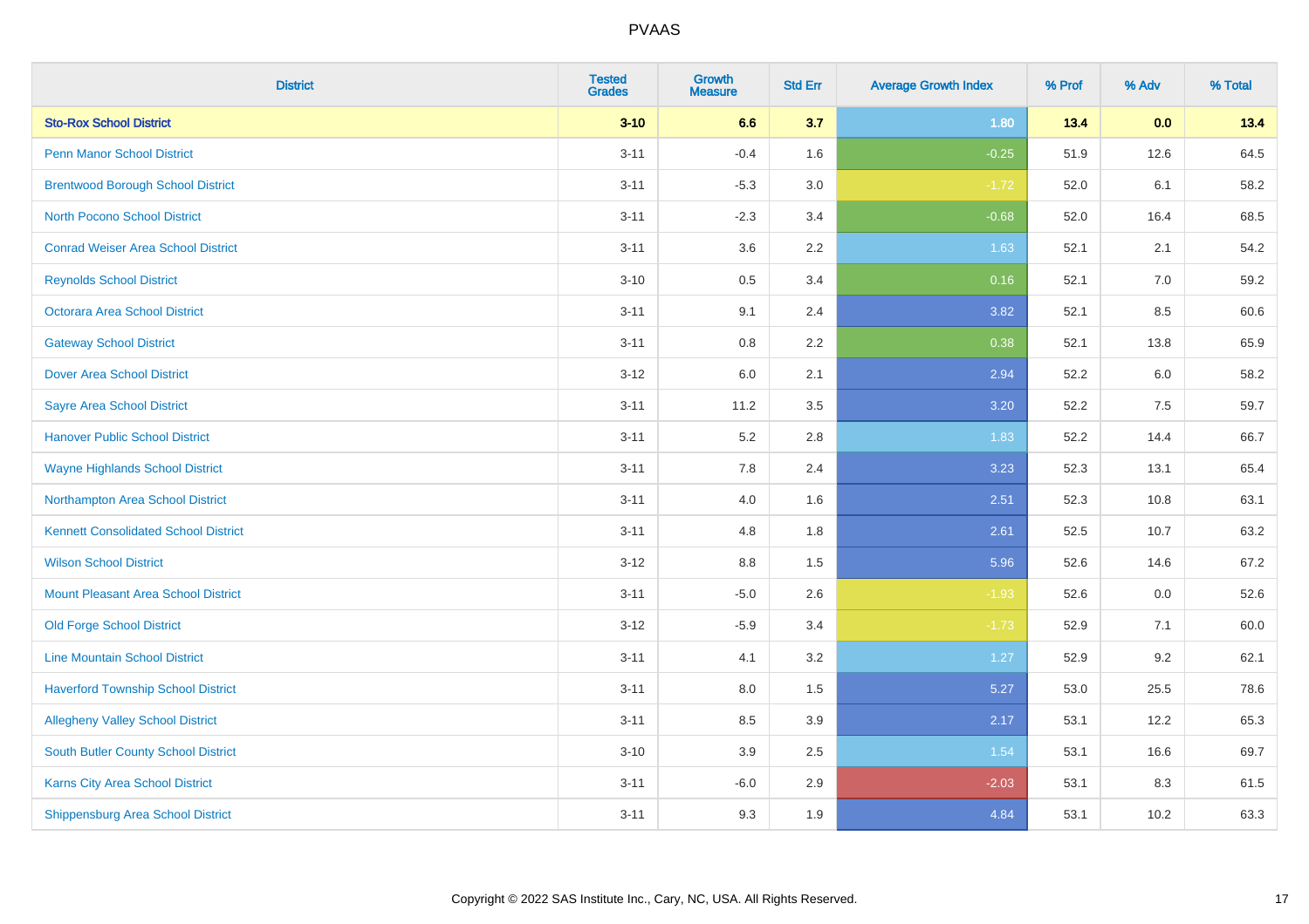# PVAAS

| District | Tested Grades | Growth Measure | Std Err | Average Growth Index | % Prof | % Adv | % Total |
|---|---|---|---|---|---|---|---|
| **Sto-Rox School District** | **3-10** | **6.6** | **3.7** | **1.80** | **13.4** | **0.0** | **13.4** |
| Penn Manor School District | 3-11 | -0.4 | 1.6 | -0.25 | 51.9 | 12.6 | 64.5 |
| Brentwood Borough School District | 3-11 | -5.3 | 3.0 | -1.72 | 52.0 | 6.1 | 58.2 |
| North Pocono School District | 3-11 | -2.3 | 3.4 | -0.68 | 52.0 | 16.4 | 68.5 |
| Conrad Weiser Area School District | 3-11 | 3.6 | 2.2 | 1.63 | 52.1 | 2.1 | 54.2 |
| Reynolds School District | 3-10 | 0.5 | 3.4 | 0.16 | 52.1 | 7.0 | 59.2 |
| Octorara Area School District | 3-11 | 9.1 | 2.4 | 3.82 | 52.1 | 8.5 | 60.6 |
| Gateway School District | 3-11 | 0.8 | 2.2 | 0.38 | 52.1 | 13.8 | 65.9 |
| Dover Area School District | 3-12 | 6.0 | 2.1 | 2.94 | 52.2 | 6.0 | 58.2 |
| Sayre Area School District | 3-11 | 11.2 | 3.5 | 3.20 | 52.2 | 7.5 | 59.7 |
| Hanover Public School District | 3-11 | 5.2 | 2.8 | 1.83 | 52.2 | 14.4 | 66.7 |
| Wayne Highlands School District | 3-11 | 7.8 | 2.4 | 3.23 | 52.3 | 13.1 | 65.4 |
| Northampton Area School District | 3-11 | 4.0 | 1.6 | 2.51 | 52.3 | 10.8 | 63.1 |
| Kennett Consolidated School District | 3-11 | 4.8 | 1.8 | 2.61 | 52.5 | 10.7 | 63.2 |
| Wilson School District | 3-12 | 8.8 | 1.5 | 5.96 | 52.6 | 14.6 | 67.2 |
| Mount Pleasant Area School District | 3-11 | -5.0 | 2.6 | -1.93 | 52.6 | 0.0 | 52.6 |
| Old Forge School District | 3-12 | -5.9 | 3.4 | -1.73 | 52.9 | 7.1 | 60.0 |
| Line Mountain School District | 3-11 | 4.1 | 3.2 | 1.27 | 52.9 | 9.2 | 62.1 |
| Haverford Township School District | 3-11 | 8.0 | 1.5 | 5.27 | 53.0 | 25.5 | 78.6 |
| Allegheny Valley School District | 3-11 | 8.5 | 3.9 | 2.17 | 53.1 | 12.2 | 65.3 |
| South Butler County School District | 3-10 | 3.9 | 2.5 | 1.54 | 53.1 | 16.6 | 69.7 |
| Karns City Area School District | 3-11 | -6.0 | 2.9 | -2.03 | 53.1 | 8.3 | 61.5 |
| Shippensburg Area School District | 3-11 | 9.3 | 1.9 | 4.84 | 53.1 | 10.2 | 63.3 |

Copyright © 2022 SAS Institute Inc., Cary, NC, USA. All Rights Reserved.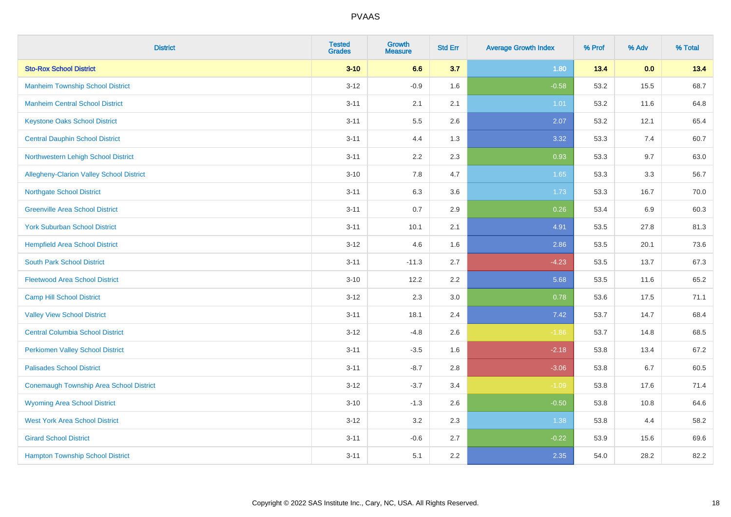# PVAAS

| District | Tested Grades | Growth Measure | Std Err | Average Growth Index | % Prof | % Adv | % Total |
|---|---|---|---|---|---|---|---|
| **Sto-Rox School District** | **3-10** | **6.6** | **3.7** | **1.80** | **13.4** | **0.0** | **13.4** |
| Manheim Township School District | 3-12 | -0.9 | 1.6 | -0.58 | 53.2 | 15.5 | 68.7 |
| Manheim Central School District | 3-11 | 2.1 | 2.1 | 1.01 | 53.2 | 11.6 | 64.8 |
| Keystone Oaks School District | 3-11 | 5.5 | 2.6 | 2.07 | 53.2 | 12.1 | 65.4 |
| Central Dauphin School District | 3-11 | 4.4 | 1.3 | 3.32 | 53.3 | 7.4 | 60.7 |
| Northwestern Lehigh School District | 3-11 | 2.2 | 2.3 | 0.93 | 53.3 | 9.7 | 63.0 |
| Allegheny-Clarion Valley School District | 3-10 | 7.8 | 4.7 | 1.65 | 53.3 | 3.3 | 56.7 |
| Northgate School District | 3-11 | 6.3 | 3.6 | 1.73 | 53.3 | 16.7 | 70.0 |
| Greenville Area School District | 3-11 | 0.7 | 2.9 | 0.26 | 53.4 | 6.9 | 60.3 |
| York Suburban School District | 3-11 | 10.1 | 2.1 | 4.91 | 53.5 | 27.8 | 81.3 |
| Hempfield Area School District | 3-12 | 4.6 | 1.6 | 2.86 | 53.5 | 20.1 | 73.6 |
| South Park School District | 3-11 | -11.3 | 2.7 | -4.23 | 53.5 | 13.7 | 67.3 |
| Fleetwood Area School District | 3-10 | 12.2 | 2.2 | 5.68 | 53.5 | 11.6 | 65.2 |
| Camp Hill School District | 3-12 | 2.3 | 3.0 | 0.78 | 53.6 | 17.5 | 71.1 |
| Valley View School District | 3-11 | 18.1 | 2.4 | 7.42 | 53.7 | 14.7 | 68.4 |
| Central Columbia School District | 3-12 | -4.8 | 2.6 | -1.86 | 53.7 | 14.8 | 68.5 |
| Perkiomen Valley School District | 3-11 | -3.5 | 1.6 | -2.18 | 53.8 | 13.4 | 67.2 |
| Palisades School District | 3-11 | -8.7 | 2.8 | -3.06 | 53.8 | 6.7 | 60.5 |
| Conemaugh Township Area School District | 3-12 | -3.7 | 3.4 | -1.09 | 53.8 | 17.6 | 71.4 |
| Wyoming Area School District | 3-10 | -1.3 | 2.6 | -0.50 | 53.8 | 10.8 | 64.6 |
| West York Area School District | 3-12 | 3.2 | 2.3 | 1.38 | 53.8 | 4.4 | 58.2 |
| Girard School District | 3-11 | -0.6 | 2.7 | -0.22 | 53.9 | 15.6 | 69.6 |
| Hampton Township School District | 3-11 | 5.1 | 2.2 | 2.35 | 54.0 | 28.2 | 82.2 |

Copyright © 2022 SAS Institute Inc., Cary, NC, USA. All Rights Reserved.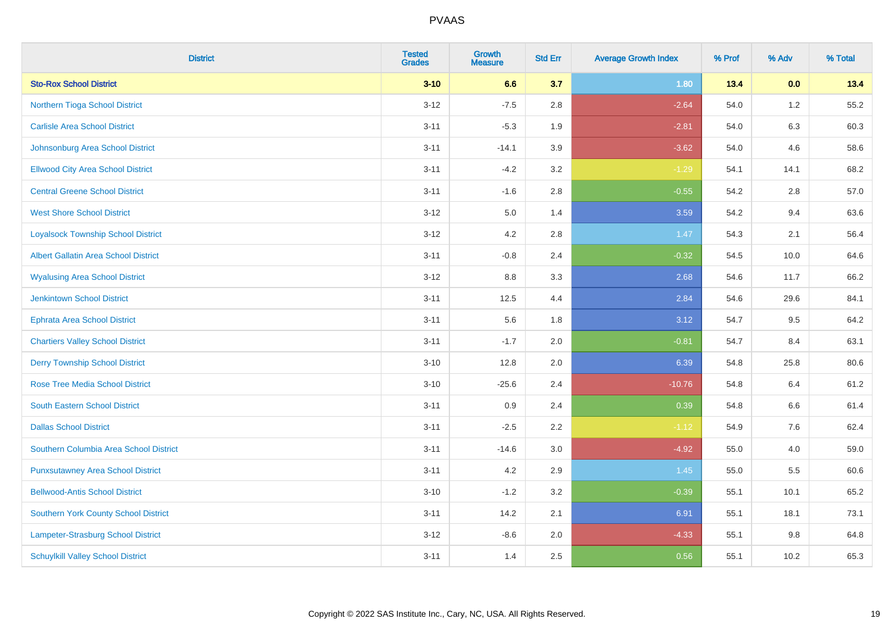# PVAAS

| District | Tested Grades | Growth Measure | Std Err | Average Growth Index | % Prof | % Adv | % Total |
|---|---|---|---|---|---|---|---|
| **Sto-Rox School District** | **3-10** | **6.6** | **3.7** | **1.80** | **13.4** | **0.0** | **13.4** |
| Northern Tioga School District | 3-12 | -7.5 | 2.8 | -2.64 | 54.0 | 1.2 | 55.2 |
| Carlisle Area School District | 3-11 | -5.3 | 1.9 | -2.81 | 54.0 | 6.3 | 60.3 |
| Johnsonburg Area School District | 3-11 | -14.1 | 3.9 | -3.62 | 54.0 | 4.6 | 58.6 |
| Ellwood City Area School District | 3-11 | -4.2 | 3.2 | -1.29 | 54.1 | 14.1 | 68.2 |
| Central Greene School District | 3-11 | -1.6 | 2.8 | -0.55 | 54.2 | 2.8 | 57.0 |
| West Shore School District | 3-12 | 5.0 | 1.4 | 3.59 | 54.2 | 9.4 | 63.6 |
| Loyalsock Township School District | 3-12 | 4.2 | 2.8 | 1.47 | 54.3 | 2.1 | 56.4 |
| Albert Gallatin Area School District | 3-11 | -0.8 | 2.4 | -0.32 | 54.5 | 10.0 | 64.6 |
| Wyalusing Area School District | 3-12 | 8.8 | 3.3 | 2.68 | 54.6 | 11.7 | 66.2 |
| Jenkintown School District | 3-11 | 12.5 | 4.4 | 2.84 | 54.6 | 29.6 | 84.1 |
| Ephrata Area School District | 3-11 | 5.6 | 1.8 | 3.12 | 54.7 | 9.5 | 64.2 |
| Chartiers Valley School District | 3-11 | -1.7 | 2.0 | -0.81 | 54.7 | 8.4 | 63.1 |
| Derry Township School District | 3-10 | 12.8 | 2.0 | 6.39 | 54.8 | 25.8 | 80.6 |
| Rose Tree Media School District | 3-10 | -25.6 | 2.4 | -10.76 | 54.8 | 6.4 | 61.2 |
| South Eastern School District | 3-11 | 0.9 | 2.4 | 0.39 | 54.8 | 6.6 | 61.4 |
| Dallas School District | 3-11 | -2.5 | 2.2 | -1.12 | 54.9 | 7.6 | 62.4 |
| Southern Columbia Area School District | 3-11 | -14.6 | 3.0 | -4.92 | 55.0 | 4.0 | 59.0 |
| Punxsutawney Area School District | 3-11 | 4.2 | 2.9 | 1.45 | 55.0 | 5.5 | 60.6 |
| Bellwood-Antis School District | 3-10 | -1.2 | 3.2 | -0.39 | 55.1 | 10.1 | 65.2 |
| Southern York County School District | 3-11 | 14.2 | 2.1 | 6.91 | 55.1 | 18.1 | 73.1 |
| Lampeter-Strasburg School District | 3-12 | -8.6 | 2.0 | -4.33 | 55.1 | 9.8 | 64.8 |
| Schuylkill Valley School District | 3-11 | 1.4 | 2.5 | 0.56 | 55.1 | 10.2 | 65.3 |

Copyright © 2022 SAS Institute Inc., Cary, NC, USA. All Rights Reserved.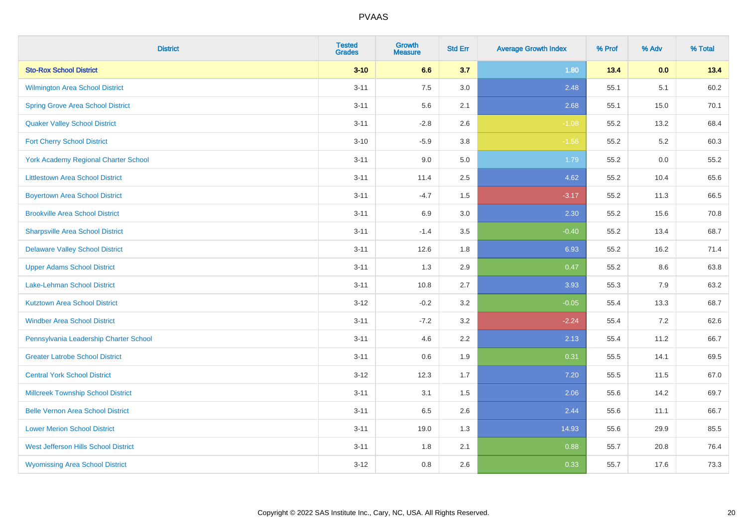| District | Tested Grades | Growth Measure | Std Err | Average Growth Index | % Prof | % Adv | % Total |
|---|---|---|---|---|---|---|---|
| **Sto-Rox School District** | **3-10** | **6.6** | **3.7** | **1.80** | **13.4** | **0.0** | **13.4** |
| Wilmington Area School District | 3-11 | 7.5 | 3.0 | 2.48 | 55.1 | 5.1 | 60.2 |
| Spring Grove Area School District | 3-11 | 5.6 | 2.1 | 2.68 | 55.1 | 15.0 | 70.1 |
| Quaker Valley School District | 3-11 | -2.8 | 2.6 | -1.08 | 55.2 | 13.2 | 68.4 |
| Fort Cherry School District | 3-10 | -5.9 | 3.8 | -1.56 | 55.2 | 5.2 | 60.3 |
| York Academy Regional Charter School | 3-11 | 9.0 | 5.0 | 1.79 | 55.2 | 0.0 | 55.2 |
| Littlestown Area School District | 3-11 | 11.4 | 2.5 | 4.62 | 55.2 | 10.4 | 65.6 |
| Boyertown Area School District | 3-11 | -4.7 | 1.5 | -3.17 | 55.2 | 11.3 | 66.5 |
| Brookville Area School District | 3-11 | 6.9 | 3.0 | 2.30 | 55.2 | 15.6 | 70.8 |
| Sharpsville Area School District | 3-11 | -1.4 | 3.5 | -0.40 | 55.2 | 13.4 | 68.7 |
| Delaware Valley School District | 3-11 | 12.6 | 1.8 | 6.93 | 55.2 | 16.2 | 71.4 |
| Upper Adams School District | 3-11 | 1.3 | 2.9 | 0.47 | 55.2 | 8.6 | 63.8 |
| Lake-Lehman School District | 3-11 | 10.8 | 2.7 | 3.93 | 55.3 | 7.9 | 63.2 |
| Kutztown Area School District | 3-12 | -0.2 | 3.2 | -0.05 | 55.4 | 13.3 | 68.7 |
| Windber Area School District | 3-11 | -7.2 | 3.2 | -2.24 | 55.4 | 7.2 | 62.6 |
| Pennsylvania Leadership Charter School | 3-11 | 4.6 | 2.2 | 2.13 | 55.4 | 11.2 | 66.7 |
| Greater Latrobe School District | 3-11 | 0.6 | 1.9 | 0.31 | 55.5 | 14.1 | 69.5 |
| Central York School District | 3-12 | 12.3 | 1.7 | 7.20 | 55.5 | 11.5 | 67.0 |
| Millcreek Township School District | 3-11 | 3.1 | 1.5 | 2.06 | 55.6 | 14.2 | 69.7 |
| Belle Vernon Area School District | 3-11 | 6.5 | 2.6 | 2.44 | 55.6 | 11.1 | 66.7 |
| Lower Merion School District | 3-11 | 19.0 | 1.3 | 14.93 | 55.6 | 29.9 | 85.5 |
| West Jefferson Hills School District | 3-11 | 1.8 | 2.1 | 0.88 | 55.7 | 20.8 | 76.4 |
| Wyomissing Area School District | 3-12 | 0.8 | 2.6 | 0.33 | 55.7 | 17.6 | 73.3 |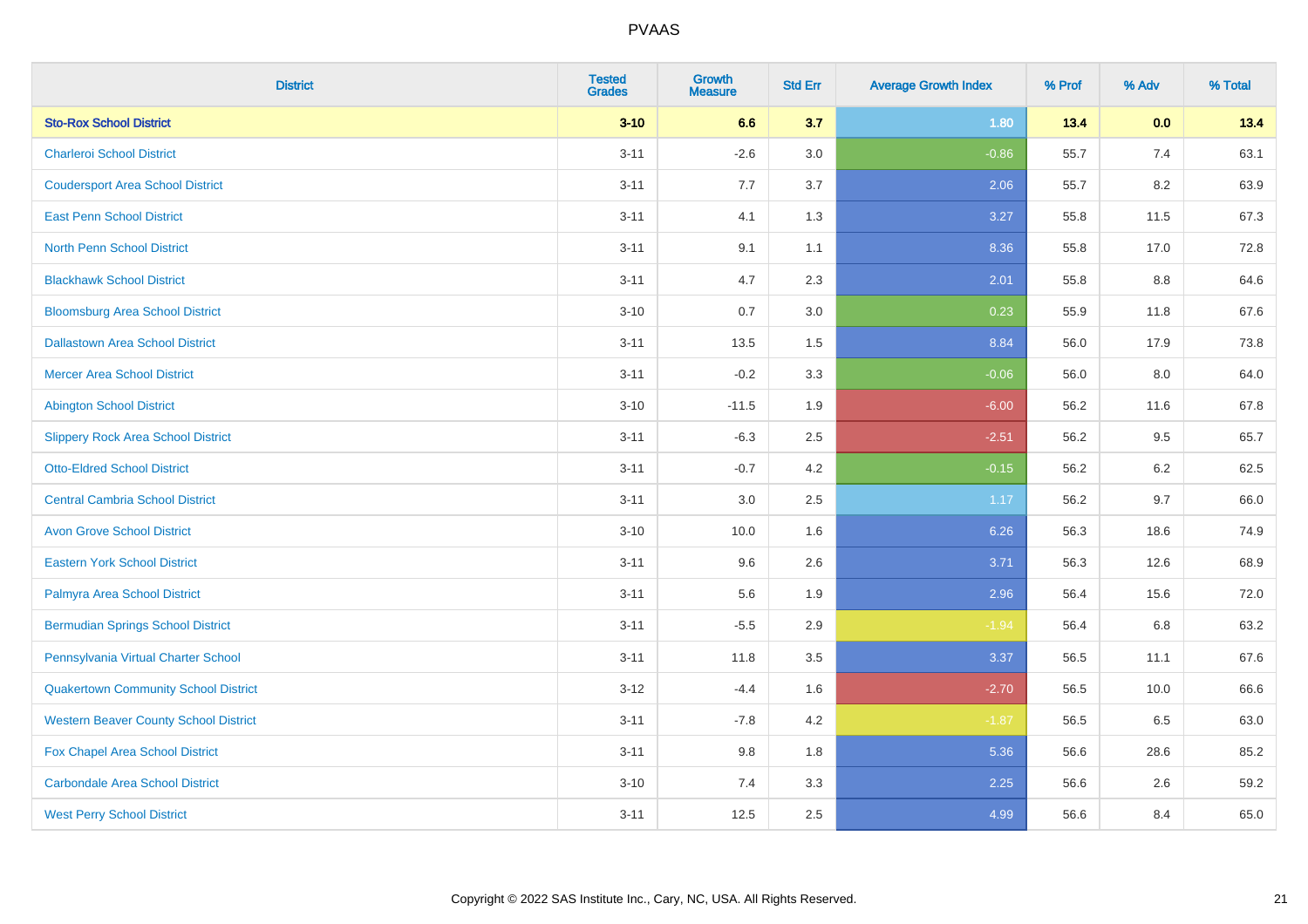| District | Tested Grades | Growth Measure | Std Err | Average Growth Index | % Prof | % Adv | % Total |
|---|---|---|---|---|---|---|---|
| **Sto-Rox School District** | **3-10** | **6.6** | **3.7** | **1.80** | **13.4** | **0.0** | **13.4** |
| Charleroi School District | 3-11 | -2.6 | 3.0 | -0.86 | 55.7 | 7.4 | 63.1 |
| Coudersport Area School District | 3-11 | 7.7 | 3.7 | 2.06 | 55.7 | 8.2 | 63.9 |
| East Penn School District | 3-11 | 4.1 | 1.3 | 3.27 | 55.8 | 11.5 | 67.3 |
| North Penn School District | 3-11 | 9.1 | 1.1 | 8.36 | 55.8 | 17.0 | 72.8 |
| Blackhawk School District | 3-11 | 4.7 | 2.3 | 2.01 | 55.8 | 8.8 | 64.6 |
| Bloomsburg Area School District | 3-10 | 0.7 | 3.0 | 0.23 | 55.9 | 11.8 | 67.6 |
| Dallastown Area School District | 3-11 | 13.5 | 1.5 | 8.84 | 56.0 | 17.9 | 73.8 |
| Mercer Area School District | 3-11 | -0.2 | 3.3 | -0.06 | 56.0 | 8.0 | 64.0 |
| Abington School District | 3-10 | -11.5 | 1.9 | -6.00 | 56.2 | 11.6 | 67.8 |
| Slippery Rock Area School District | 3-11 | -6.3 | 2.5 | -2.51 | 56.2 | 9.5 | 65.7 |
| Otto-Eldred School District | 3-11 | -0.7 | 4.2 | -0.15 | 56.2 | 6.2 | 62.5 |
| Central Cambria School District | 3-11 | 3.0 | 2.5 | 1.17 | 56.2 | 9.7 | 66.0 |
| Avon Grove School District | 3-10 | 10.0 | 1.6 | 6.26 | 56.3 | 18.6 | 74.9 |
| Eastern York School District | 3-11 | 9.6 | 2.6 | 3.71 | 56.3 | 12.6 | 68.9 |
| Palmyra Area School District | 3-11 | 5.6 | 1.9 | 2.96 | 56.4 | 15.6 | 72.0 |
| Bermudian Springs School District | 3-11 | -5.5 | 2.9 | -1.94 | 56.4 | 6.8 | 63.2 |
| Pennsylvania Virtual Charter School | 3-11 | 11.8 | 3.5 | 3.37 | 56.5 | 11.1 | 67.6 |
| Quakertown Community School District | 3-12 | -4.4 | 1.6 | -2.70 | 56.5 | 10.0 | 66.6 |
| Western Beaver County School District | 3-11 | -7.8 | 4.2 | -1.87 | 56.5 | 6.5 | 63.0 |
| Fox Chapel Area School District | 3-11 | 9.8 | 1.8 | 5.36 | 56.6 | 28.6 | 85.2 |
| Carbondale Area School District | 3-10 | 7.4 | 3.3 | 2.25 | 56.6 | 2.6 | 59.2 |
| West Perry School District | 3-11 | 12.5 | 2.5 | 4.99 | 56.6 | 8.4 | 65.0 |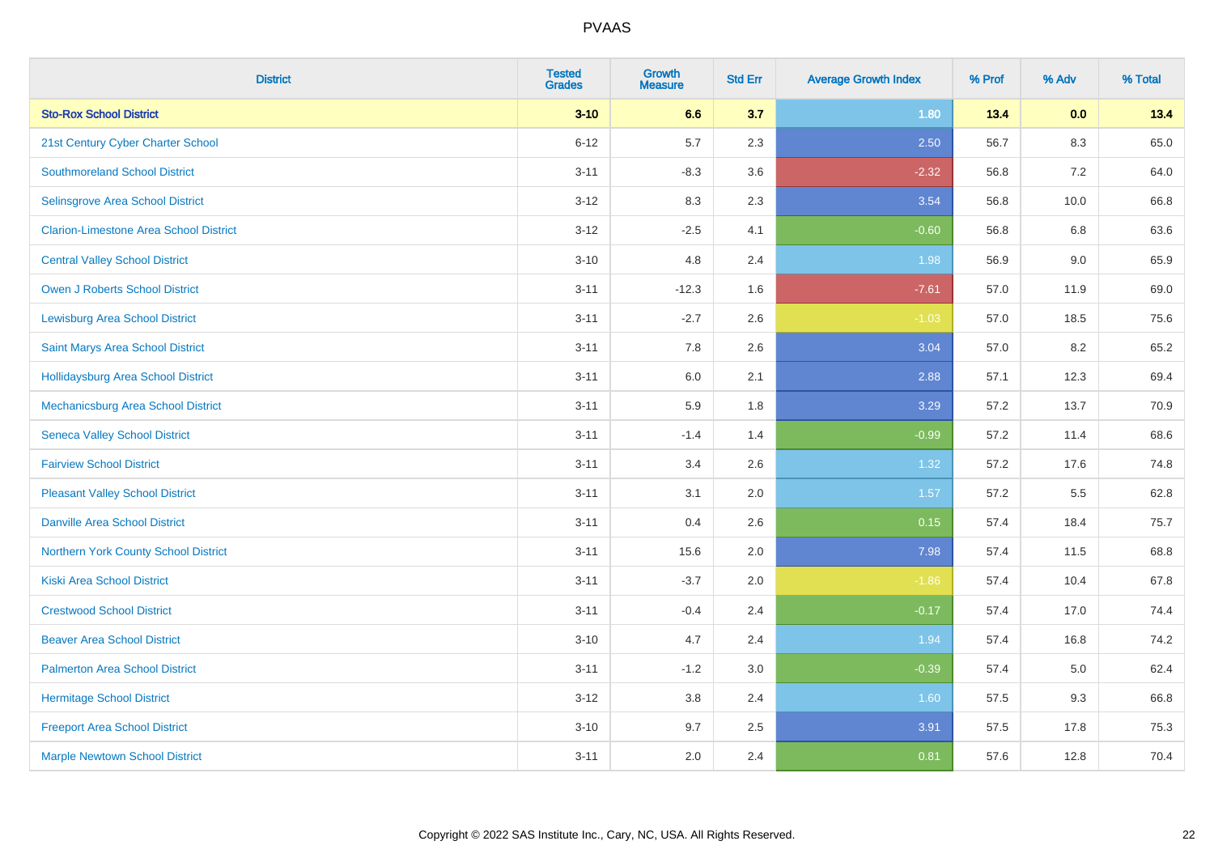| District | Tested Grades | Growth Measure | Std Err | Average Growth Index | % Prof | % Adv | % Total |
|---|---|---|---|---|---|---|---|
| **Sto-Rox School District** | **3-10** | **6.6** | **3.7** | **1.80** | **13.4** | **0.0** | **13.4** |
| 21st Century Cyber Charter School | 6-12 | 5.7 | 2.3 | 2.50 | 56.7 | 8.3 | 65.0 |
| Southmoreland School District | 3-11 | -8.3 | 3.6 | -2.32 | 56.8 | 7.2 | 64.0 |
| Selinsgrove Area School District | 3-12 | 8.3 | 2.3 | 3.54 | 56.8 | 10.0 | 66.8 |
| Clarion-Limestone Area School District | 3-12 | -2.5 | 4.1 | -0.60 | 56.8 | 6.8 | 63.6 |
| Central Valley School District | 3-10 | 4.8 | 2.4 | 1.98 | 56.9 | 9.0 | 65.9 |
| Owen J Roberts School District | 3-11 | -12.3 | 1.6 | -7.61 | 57.0 | 11.9 | 69.0 |
| Lewisburg Area School District | 3-11 | -2.7 | 2.6 | -1.03 | 57.0 | 18.5 | 75.6 |
| Saint Marys Area School District | 3-11 | 7.8 | 2.6 | 3.04 | 57.0 | 8.2 | 65.2 |
| Hollidaysburg Area School District | 3-11 | 6.0 | 2.1 | 2.88 | 57.1 | 12.3 | 69.4 |
| Mechanicsburg Area School District | 3-11 | 5.9 | 1.8 | 3.29 | 57.2 | 13.7 | 70.9 |
| Seneca Valley School District | 3-11 | -1.4 | 1.4 | -0.99 | 57.2 | 11.4 | 68.6 |
| Fairview School District | 3-11 | 3.4 | 2.6 | 1.32 | 57.2 | 17.6 | 74.8 |
| Pleasant Valley School District | 3-11 | 3.1 | 2.0 | 1.57 | 57.2 | 5.5 | 62.8 |
| Danville Area School District | 3-11 | 0.4 | 2.6 | 0.15 | 57.4 | 18.4 | 75.7 |
| Northern York County School District | 3-11 | 15.6 | 2.0 | 7.98 | 57.4 | 11.5 | 68.8 |
| Kiski Area School District | 3-11 | -3.7 | 2.0 | -1.86 | 57.4 | 10.4 | 67.8 |
| Crestwood School District | 3-11 | -0.4 | 2.4 | -0.17 | 57.4 | 17.0 | 74.4 |
| Beaver Area School District | 3-10 | 4.7 | 2.4 | 1.94 | 57.4 | 16.8 | 74.2 |
| Palmerton Area School District | 3-11 | -1.2 | 3.0 | -0.39 | 57.4 | 5.0 | 62.4 |
| Hermitage School District | 3-12 | 3.8 | 2.4 | 1.60 | 57.5 | 9.3 | 66.8 |
| Freeport Area School District | 3-10 | 9.7 | 2.5 | 3.91 | 57.5 | 17.8 | 75.3 |
| Marple Newtown School District | 3-11 | 2.0 | 2.4 | 0.81 | 57.6 | 12.8 | 70.4 |

Copyright © 2022 SAS Institute Inc., Cary, NC, USA. All Rights Reserved.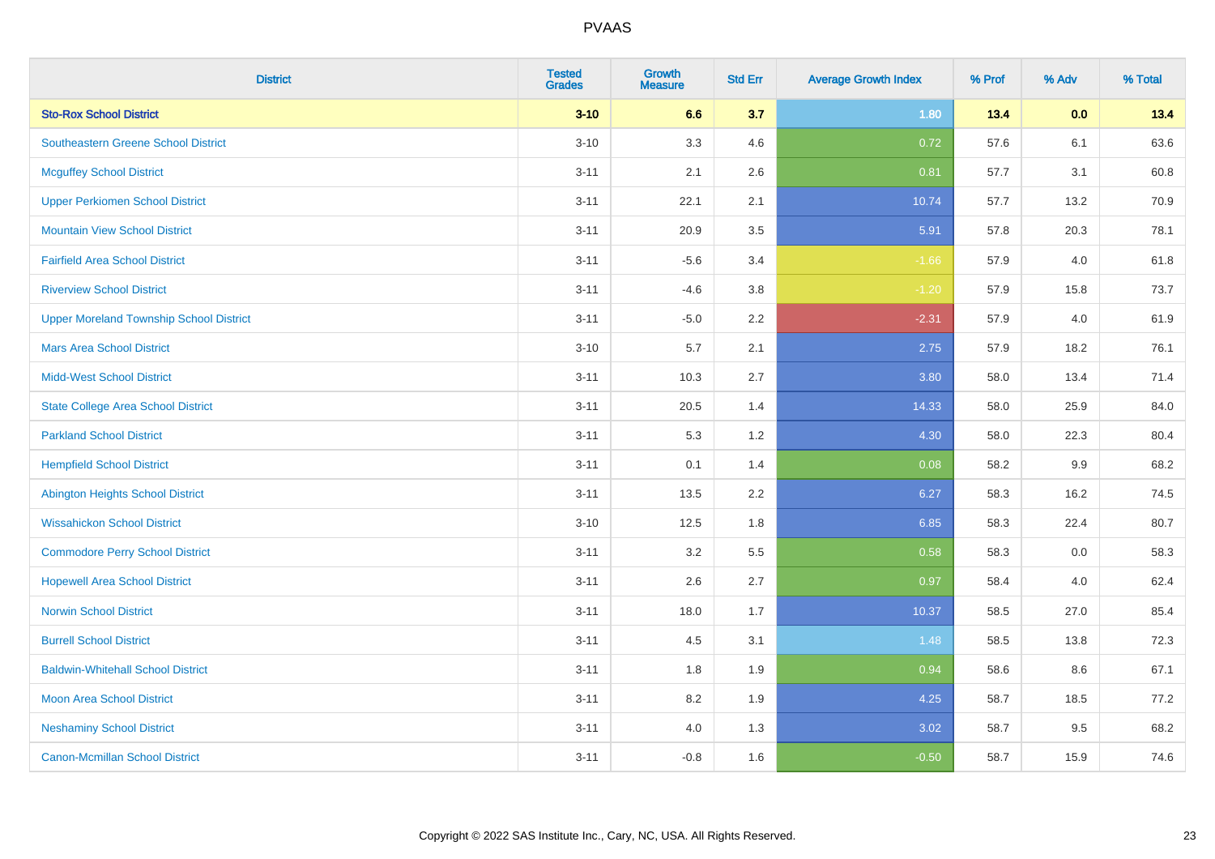# PVAAS

| District | Tested Grades | Growth Measure | Std Err | Average Growth Index | % Prof | % Adv | % Total |
|---|---|---|---|---|---|---|---|
| **Sto-Rox School District** | **3-10** | **6.6** | **3.7** | **1.80** | **13.4** | **0.0** | **13.4** |
| Southeastern Greene School District | 3-10 | 3.3 | 4.6 | 0.72 | 57.6 | 6.1 | 63.6 |
| Mcguffey School District | 3-11 | 2.1 | 2.6 | 0.81 | 57.7 | 3.1 | 60.8 |
| Upper Perkiomen School District | 3-11 | 22.1 | 2.1 | 10.74 | 57.7 | 13.2 | 70.9 |
| Mountain View School District | 3-11 | 20.9 | 3.5 | 5.91 | 57.8 | 20.3 | 78.1 |
| Fairfield Area School District | 3-11 | -5.6 | 3.4 | -1.66 | 57.9 | 4.0 | 61.8 |
| Riverview School District | 3-11 | -4.6 | 3.8 | -1.20 | 57.9 | 15.8 | 73.7 |
| Upper Moreland Township School District | 3-11 | -5.0 | 2.2 | -2.31 | 57.9 | 4.0 | 61.9 |
| Mars Area School District | 3-10 | 5.7 | 2.1 | 2.75 | 57.9 | 18.2 | 76.1 |
| Midd-West School District | 3-11 | 10.3 | 2.7 | 3.80 | 58.0 | 13.4 | 71.4 |
| State College Area School District | 3-11 | 20.5 | 1.4 | 14.33 | 58.0 | 25.9 | 84.0 |
| Parkland School District | 3-11 | 5.3 | 1.2 | 4.30 | 58.0 | 22.3 | 80.4 |
| Hempfield School District | 3-11 | 0.1 | 1.4 | 0.08 | 58.2 | 9.9 | 68.2 |
| Abington Heights School District | 3-11 | 13.5 | 2.2 | 6.27 | 58.3 | 16.2 | 74.5 |
| Wissahickon School District | 3-10 | 12.5 | 1.8 | 6.85 | 58.3 | 22.4 | 80.7 |
| Commodore Perry School District | 3-11 | 3.2 | 5.5 | 0.58 | 58.3 | 0.0 | 58.3 |
| Hopewell Area School District | 3-11 | 2.6 | 2.7 | 0.97 | 58.4 | 4.0 | 62.4 |
| Norwin School District | 3-11 | 18.0 | 1.7 | 10.37 | 58.5 | 27.0 | 85.4 |
| Burrell School District | 3-11 | 4.5 | 3.1 | 1.48 | 58.5 | 13.8 | 72.3 |
| Baldwin-Whitehall School District | 3-11 | 1.8 | 1.9 | 0.94 | 58.6 | 8.6 | 67.1 |
| Moon Area School District | 3-11 | 8.2 | 1.9 | 4.25 | 58.7 | 18.5 | 77.2 |
| Neshaminy School District | 3-11 | 4.0 | 1.3 | 3.02 | 58.7 | 9.5 | 68.2 |
| Canon-Mcmillan School District | 3-11 | -0.8 | 1.6 | -0.50 | 58.7 | 15.9 | 74.6 |

Copyright © 2022 SAS Institute Inc., Cary, NC, USA. All Rights Reserved.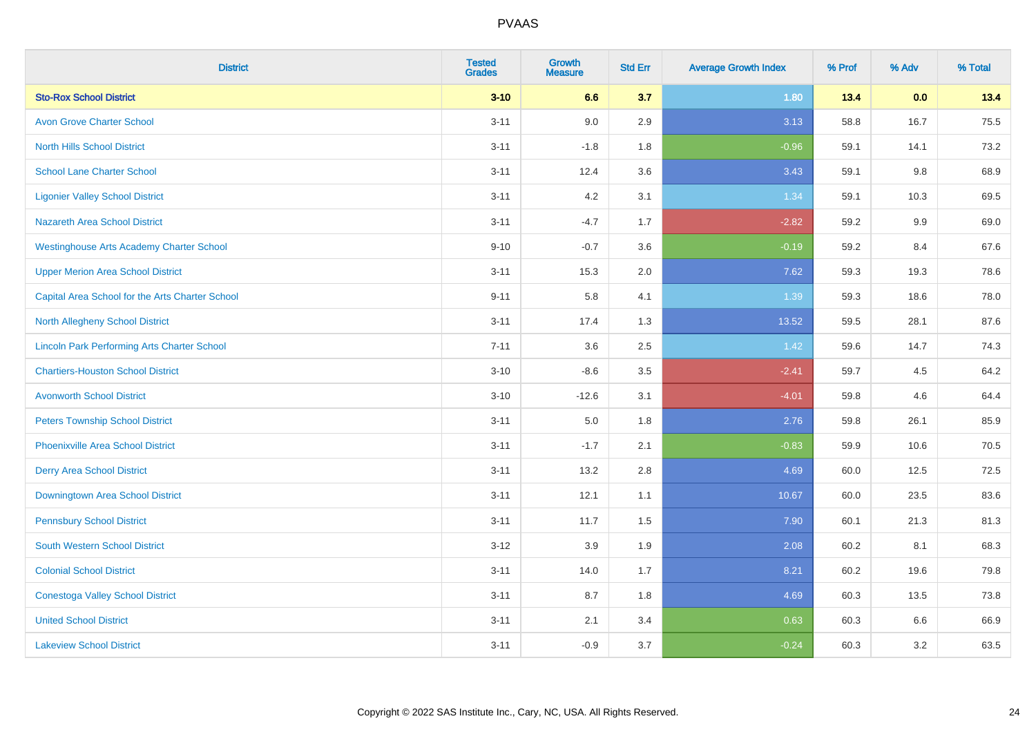# PVAAS

| District | Tested Grades | Growth Measure | Std Err | Average Growth Index | % Prof | % Adv | % Total |
|---|---|---|---|---|---|---|---|
| **Sto-Rox School District** | **3-10** | **6.6** | **3.7** | **1.80** | **13.4** | **0.0** | **13.4** |
| Avon Grove Charter School | 3-11 | 9.0 | 2.9 | 3.13 | 58.8 | 16.7 | 75.5 |
| North Hills School District | 3-11 | -1.8 | 1.8 | -0.96 | 59.1 | 14.1 | 73.2 |
| School Lane Charter School | 3-11 | 12.4 | 3.6 | 3.43 | 59.1 | 9.8 | 68.9 |
| Ligonier Valley School District | 3-11 | 4.2 | 3.1 | 1.34 | 59.1 | 10.3 | 69.5 |
| Nazareth Area School District | 3-11 | -4.7 | 1.7 | -2.82 | 59.2 | 9.9 | 69.0 |
| Westinghouse Arts Academy Charter School | 9-10 | -0.7 | 3.6 | -0.19 | 59.2 | 8.4 | 67.6 |
| Upper Merion Area School District | 3-11 | 15.3 | 2.0 | 7.62 | 59.3 | 19.3 | 78.6 |
| Capital Area School for the Arts Charter School | 9-11 | 5.8 | 4.1 | 1.39 | 59.3 | 18.6 | 78.0 |
| North Allegheny School District | 3-11 | 17.4 | 1.3 | 13.52 | 59.5 | 28.1 | 87.6 |
| Lincoln Park Performing Arts Charter School | 7-11 | 3.6 | 2.5 | 1.42 | 59.6 | 14.7 | 74.3 |
| Chartiers-Houston School District | 3-10 | -8.6 | 3.5 | -2.41 | 59.7 | 4.5 | 64.2 |
| Avonworth School District | 3-10 | -12.6 | 3.1 | -4.01 | 59.8 | 4.6 | 64.4 |
| Peters Township School District | 3-11 | 5.0 | 1.8 | 2.76 | 59.8 | 26.1 | 85.9 |
| Phoenixville Area School District | 3-11 | -1.7 | 2.1 | -0.83 | 59.9 | 10.6 | 70.5 |
| Derry Area School District | 3-11 | 13.2 | 2.8 | 4.69 | 60.0 | 12.5 | 72.5 |
| Downingtown Area School District | 3-11 | 12.1 | 1.1 | 10.67 | 60.0 | 23.5 | 83.6 |
| Pennsbury School District | 3-11 | 11.7 | 1.5 | 7.90 | 60.1 | 21.3 | 81.3 |
| South Western School District | 3-12 | 3.9 | 1.9 | 2.08 | 60.2 | 8.1 | 68.3 |
| Colonial School District | 3-11 | 14.0 | 1.7 | 8.21 | 60.2 | 19.6 | 79.8 |
| Conestoga Valley School District | 3-11 | 8.7 | 1.8 | 4.69 | 60.3 | 13.5 | 73.8 |
| United School District | 3-11 | 2.1 | 3.4 | 0.63 | 60.3 | 6.6 | 66.9 |
| Lakeview School District | 3-11 | -0.9 | 3.7 | -0.24 | 60.3 | 3.2 | 63.5 |

Copyright © 2022 SAS Institute Inc., Cary, NC, USA. All Rights Reserved.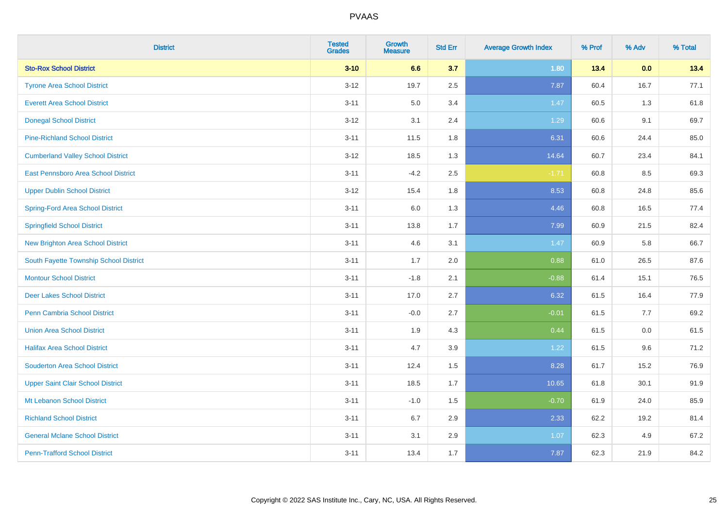PVAAS

| District | Tested Grades | Growth Measure | Std Err | Average Growth Index | % Prof | % Adv | % Total |
|---|---|---|---|---|---|---|---|
| **Sto-Rox School District** | **3-10** | **6.6** | **3.7** | **1.80** | **13.4** | **0.0** | **13.4** |
| Tyrone Area School District | 3-12 | 19.7 | 2.5 | 7.87 | 60.4 | 16.7 | 77.1 |
| Everett Area School District | 3-11 | 5.0 | 3.4 | 1.47 | 60.5 | 1.3 | 61.8 |
| Donegal School District | 3-12 | 3.1 | 2.4 | 1.29 | 60.6 | 9.1 | 69.7 |
| Pine-Richland School District | 3-11 | 11.5 | 1.8 | 6.31 | 60.6 | 24.4 | 85.0 |
| Cumberland Valley School District | 3-12 | 18.5 | 1.3 | 14.64 | 60.7 | 23.4 | 84.1 |
| East Pennsboro Area School District | 3-11 | -4.2 | 2.5 | -1.71 | 60.8 | 8.5 | 69.3 |
| Upper Dublin School District | 3-12 | 15.4 | 1.8 | 8.53 | 60.8 | 24.8 | 85.6 |
| Spring-Ford Area School District | 3-11 | 6.0 | 1.3 | 4.46 | 60.8 | 16.5 | 77.4 |
| Springfield School District | 3-11 | 13.8 | 1.7 | 7.99 | 60.9 | 21.5 | 82.4 |
| New Brighton Area School District | 3-11 | 4.6 | 3.1 | 1.47 | 60.9 | 5.8 | 66.7 |
| South Fayette Township School District | 3-11 | 1.7 | 2.0 | 0.88 | 61.0 | 26.5 | 87.6 |
| Montour School District | 3-11 | -1.8 | 2.1 | -0.88 | 61.4 | 15.1 | 76.5 |
| Deer Lakes School District | 3-11 | 17.0 | 2.7 | 6.32 | 61.5 | 16.4 | 77.9 |
| Penn Cambria School District | 3-11 | -0.0 | 2.7 | -0.01 | 61.5 | 7.7 | 69.2 |
| Union Area School District | 3-11 | 1.9 | 4.3 | 0.44 | 61.5 | 0.0 | 61.5 |
| Halifax Area School District | 3-11 | 4.7 | 3.9 | 1.22 | 61.5 | 9.6 | 71.2 |
| Souderton Area School District | 3-11 | 12.4 | 1.5 | 8.28 | 61.7 | 15.2 | 76.9 |
| Upper Saint Clair School District | 3-11 | 18.5 | 1.7 | 10.65 | 61.8 | 30.1 | 91.9 |
| Mt Lebanon School District | 3-11 | -1.0 | 1.5 | -0.70 | 61.9 | 24.0 | 85.9 |
| Richland School District | 3-11 | 6.7 | 2.9 | 2.33 | 62.2 | 19.2 | 81.4 |
| General Mclane School District | 3-11 | 3.1 | 2.9 | 1.07 | 62.3 | 4.9 | 67.2 |
| Penn-Trafford School District | 3-11 | 13.4 | 1.7 | 7.87 | 62.3 | 21.9 | 84.2 |

Copyright © 2022 SAS Institute Inc., Cary, NC, USA. All Rights Reserved.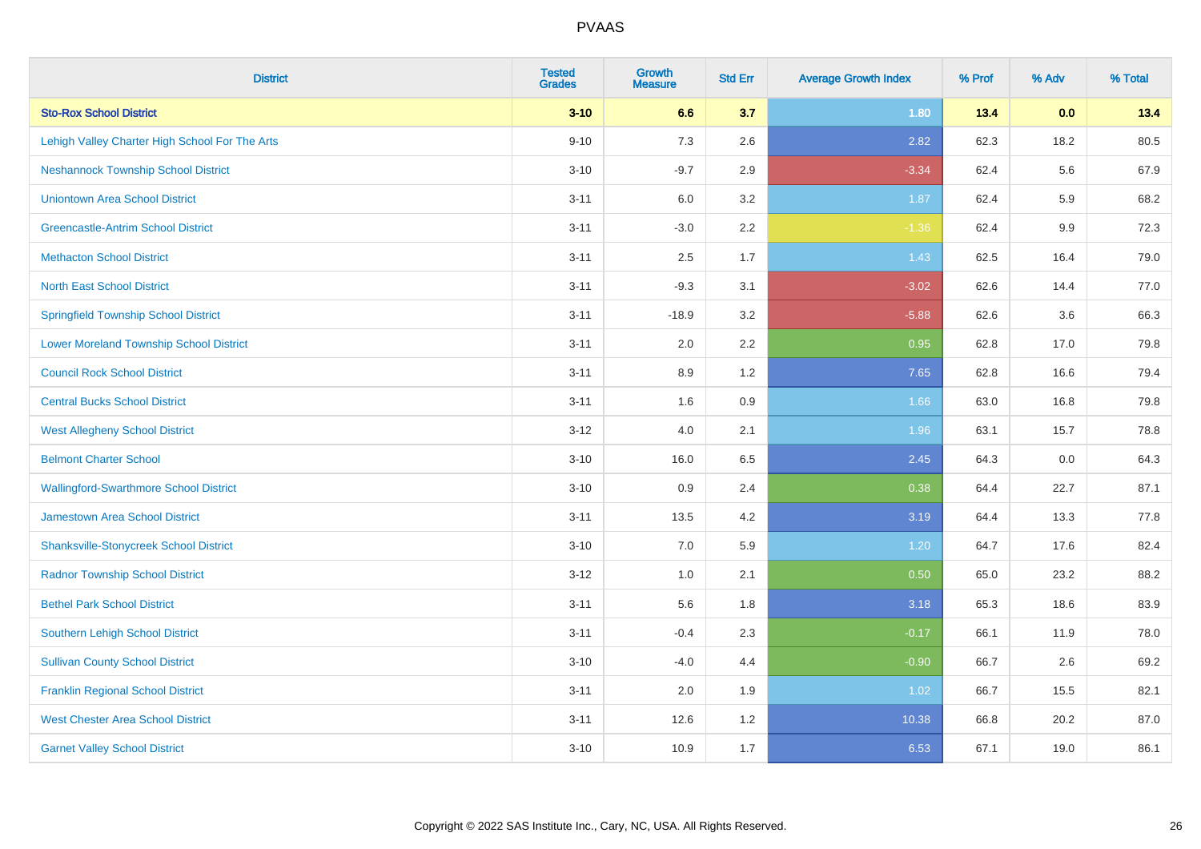| District | Tested Grades | Growth Measure | Std Err | Average Growth Index | % Prof | % Adv | % Total |
|---|---|---|---|---|---|---|---|
| **Sto-Rox School District** | **3-10** | **6.6** | **3.7** | **1.80** | **13.4** | **0.0** | **13.4** |
| Lehigh Valley Charter High School For The Arts | 9-10 | 7.3 | 2.6 | 2.82 | 62.3 | 18.2 | 80.5 |
| Neshannock Township School District | 3-10 | -9.7 | 2.9 | -3.34 | 62.4 | 5.6 | 67.9 |
| Uniontown Area School District | 3-11 | 6.0 | 3.2 | 1.87 | 62.4 | 5.9 | 68.2 |
| Greencastle-Antrim School District | 3-11 | -3.0 | 2.2 | -1.36 | 62.4 | 9.9 | 72.3 |
| Methacton School District | 3-11 | 2.5 | 1.7 | 1.43 | 62.5 | 16.4 | 79.0 |
| North East School District | 3-11 | -9.3 | 3.1 | -3.02 | 62.6 | 14.4 | 77.0 |
| Springfield Township School District | 3-11 | -18.9 | 3.2 | -5.88 | 62.6 | 3.6 | 66.3 |
| Lower Moreland Township School District | 3-11 | 2.0 | 2.2 | 0.95 | 62.8 | 17.0 | 79.8 |
| Council Rock School District | 3-11 | 8.9 | 1.2 | 7.65 | 62.8 | 16.6 | 79.4 |
| Central Bucks School District | 3-11 | 1.6 | 0.9 | 1.66 | 63.0 | 16.8 | 79.8 |
| West Allegheny School District | 3-12 | 4.0 | 2.1 | 1.96 | 63.1 | 15.7 | 78.8 |
| Belmont Charter School | 3-10 | 16.0 | 6.5 | 2.45 | 64.3 | 0.0 | 64.3 |
| Wallingford-Swarthmore School District | 3-10 | 0.9 | 2.4 | 0.38 | 64.4 | 22.7 | 87.1 |
| Jamestown Area School District | 3-11 | 13.5 | 4.2 | 3.19 | 64.4 | 13.3 | 77.8 |
| Shanksville-Stonycreek School District | 3-10 | 7.0 | 5.9 | 1.20 | 64.7 | 17.6 | 82.4 |
| Radnor Township School District | 3-12 | 1.0 | 2.1 | 0.50 | 65.0 | 23.2 | 88.2 |
| Bethel Park School District | 3-11 | 5.6 | 1.8 | 3.18 | 65.3 | 18.6 | 83.9 |
| Southern Lehigh School District | 3-11 | -0.4 | 2.3 | -0.17 | 66.1 | 11.9 | 78.0 |
| Sullivan County School District | 3-10 | -4.0 | 4.4 | -0.90 | 66.7 | 2.6 | 69.2 |
| Franklin Regional School District | 3-11 | 2.0 | 1.9 | 1.02 | 66.7 | 15.5 | 82.1 |
| West Chester Area School District | 3-11 | 12.6 | 1.2 | 10.38 | 66.8 | 20.2 | 87.0 |
| Garnet Valley School District | 3-10 | 10.9 | 1.7 | 6.53 | 67.1 | 19.0 | 86.1 |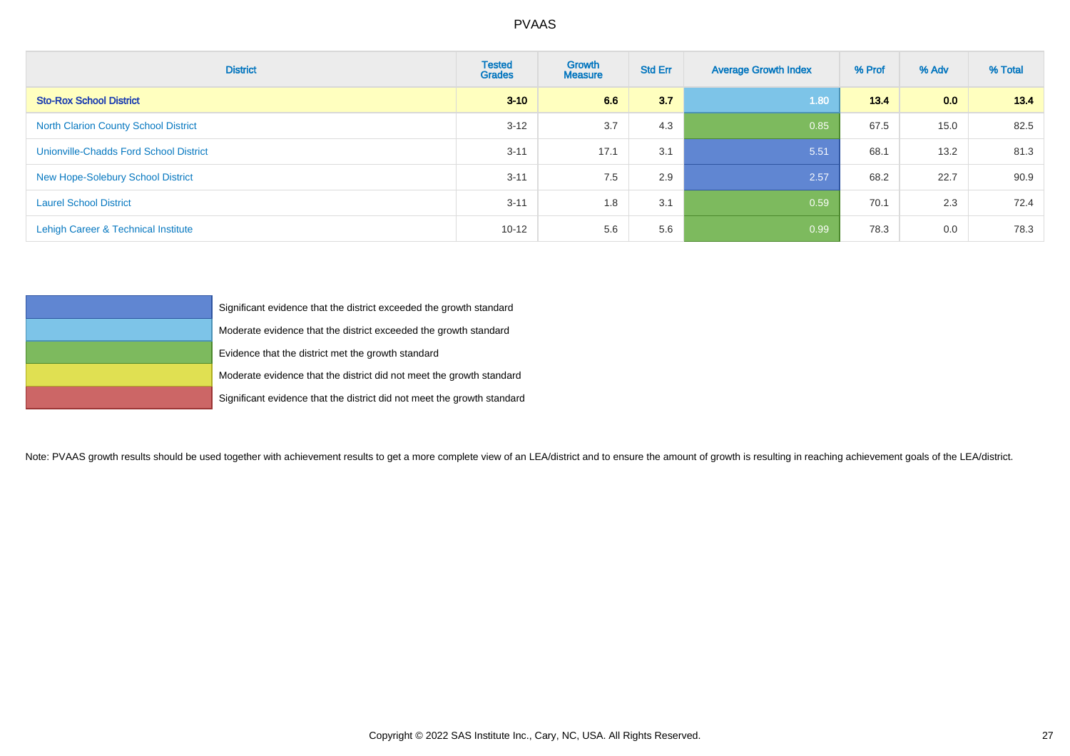PVAAS

| District | Tested Grades | Growth Measure | Std Err | Average Growth Index | % Prof | % Adv | % Total |
|---|---|---|---|---|---|---|---|
| **Sto-Rox School District** | **3-10** | **6.6** | **3.7** | 1.80 | **13.4** | **0.0** | **13.4** |
| North Clarion County School District | 3-12 | 3.7 | 4.3 | 0.85 | 67.5 | 15.0 | 82.5 |
| Unionville-Chadds Ford School District | 3-11 | 17.1 | 3.1 | 5.51 | 68.1 | 13.2 | 81.3 |
| New Hope-Solebury School District | 3-11 | 7.5 | 2.9 | 2.57 | 68.2 | 22.7 | 90.9 |
| Laurel School District | 3-11 | 1.8 | 3.1 | 0.59 | 70.1 | 2.3 | 72.4 |
| Lehigh Career & Technical Institute | 10-12 | 5.6 | 5.6 | 0.99 | 78.3 | 0.0 | 78.3 |

Significant evidence that the district exceeded the growth standard

Moderate evidence that the district exceeded the growth standard

Evidence that the district met the growth standard

Moderate evidence that the district did not meet the growth standard

Significant evidence that the district did not meet the growth standard

Note: PVAAS growth results should be used together with achievement results to get a more complete view of an LEA/district and to ensure the amount of growth is resulting in reaching achievement goals of the LEA/district.

Copyright © 2022 SAS Institute Inc., Cary, NC, USA. All Rights Reserved.